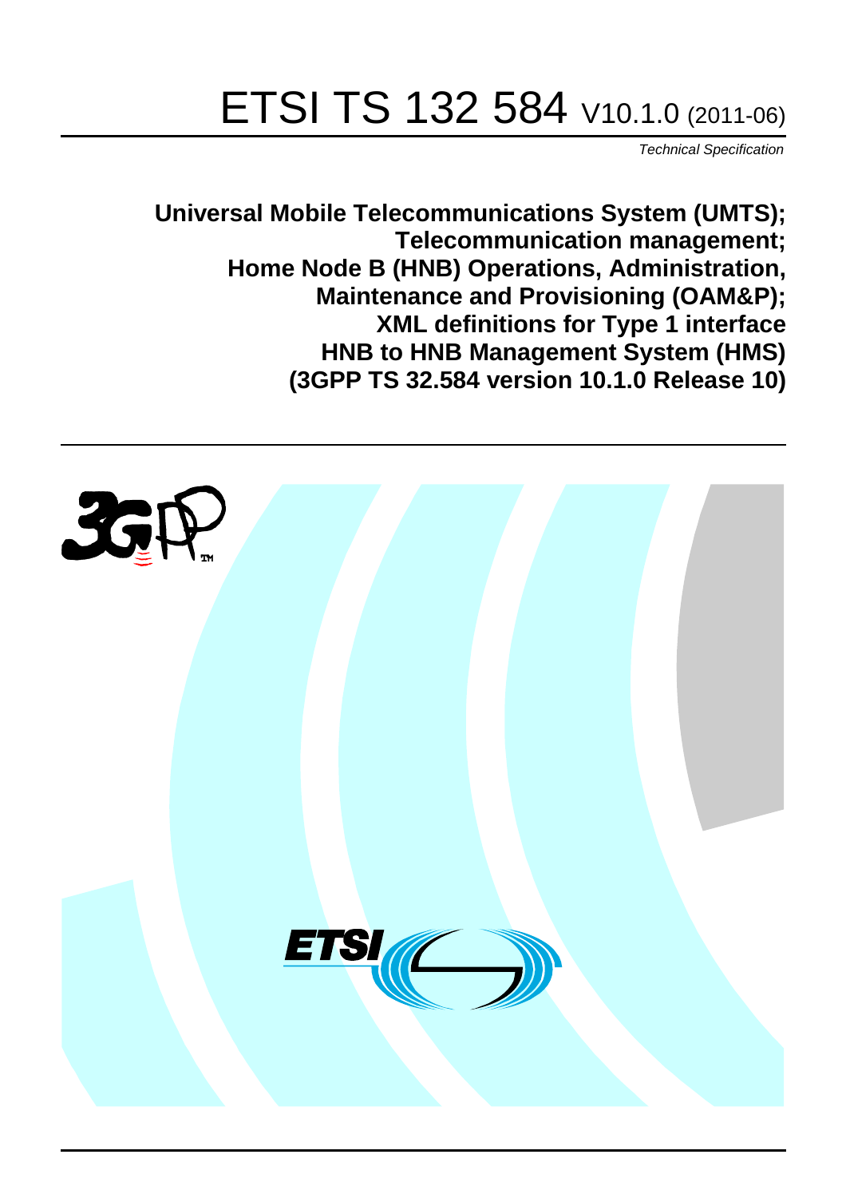# ETSI TS 132 584 V10.1.0 (2011-06)

*Technical Specification*

**Universal Mobile Telecommunications System (UMTS); Telecommunication management; Home Node B (HNB) Operations, Administration, Maintenance and Provisioning (OAM&P); XML definitions for Type 1 interface HNB to HNB Management System (HMS) (3GPP TS 32.584 version 10.1.0 Release 10)**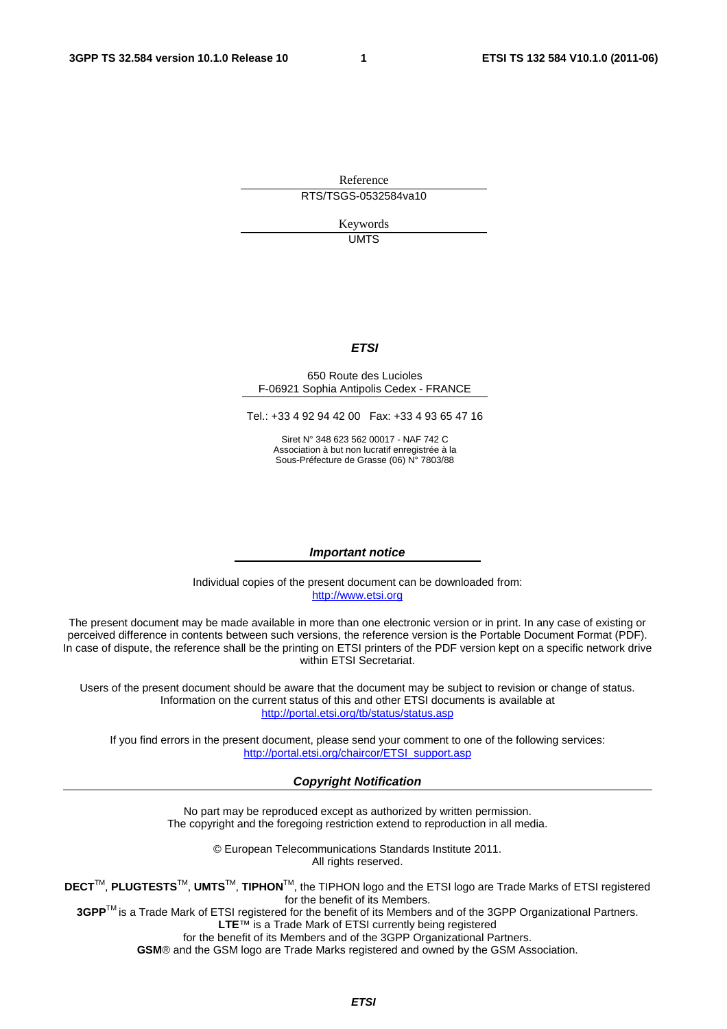Reference

RTS/TSGS-0532584va10

Keywords

UMTS

***ETSI***

650 Route des Lucioles
F-06921 Sophia Antipolis Cedex - FRANCE

Tel.: +33 4 92 94 42 00 Fax: +33 4 93 65 47 16

Siret N° 348 623 562 00017 - NAF 742 C
Association à but non lucratif enregistrée à la
Sous-Préfecture de Grasse (06) N° 7803/88

***Important notice***

Individual copies of the present document can be downloaded from:
http://www.etsi.org

The present document may be made available in more than one electronic version or in print. In any case of existing or perceived difference in contents between such versions, the reference version is the Portable Document Format (PDF). In case of dispute, the reference shall be the printing on ETSI printers of the PDF version kept on a specific network drive within ETSI Secretariat.

Users of the present document should be aware that the document may be subject to revision or change of status. Information on the current status of this and other ETSI documents is available at
http://portal.etsi.org/tb/status/status.asp

If you find errors in the present document, please send your comment to one of the following services:
http://portal.etsi.org/chaircor/ETSI_support.asp

***Copyright Notification***

No part may be reproduced except as authorized by written permission.
The copyright and the foregoing restriction extend to reproduction in all media.

© European Telecommunications Standards Institute 2011.
All rights reserved.

**DECT**TM, **PLUGTESTS**TM, **UMTS**TM, **TIPHON**TM, the TIPHON logo and the ETSI logo are Trade Marks of ETSI registered for the benefit of its Members.
**3GPP**TM is a Trade Mark of ETSI registered for the benefit of its Members and of the 3GPP Organizational Partners.
**LTE**™ is a Trade Mark of ETSI currently being registered
for the benefit of its Members and of the 3GPP Organizational Partners.
**GSM**® and the GSM logo are Trade Marks registered and owned by the GSM Association.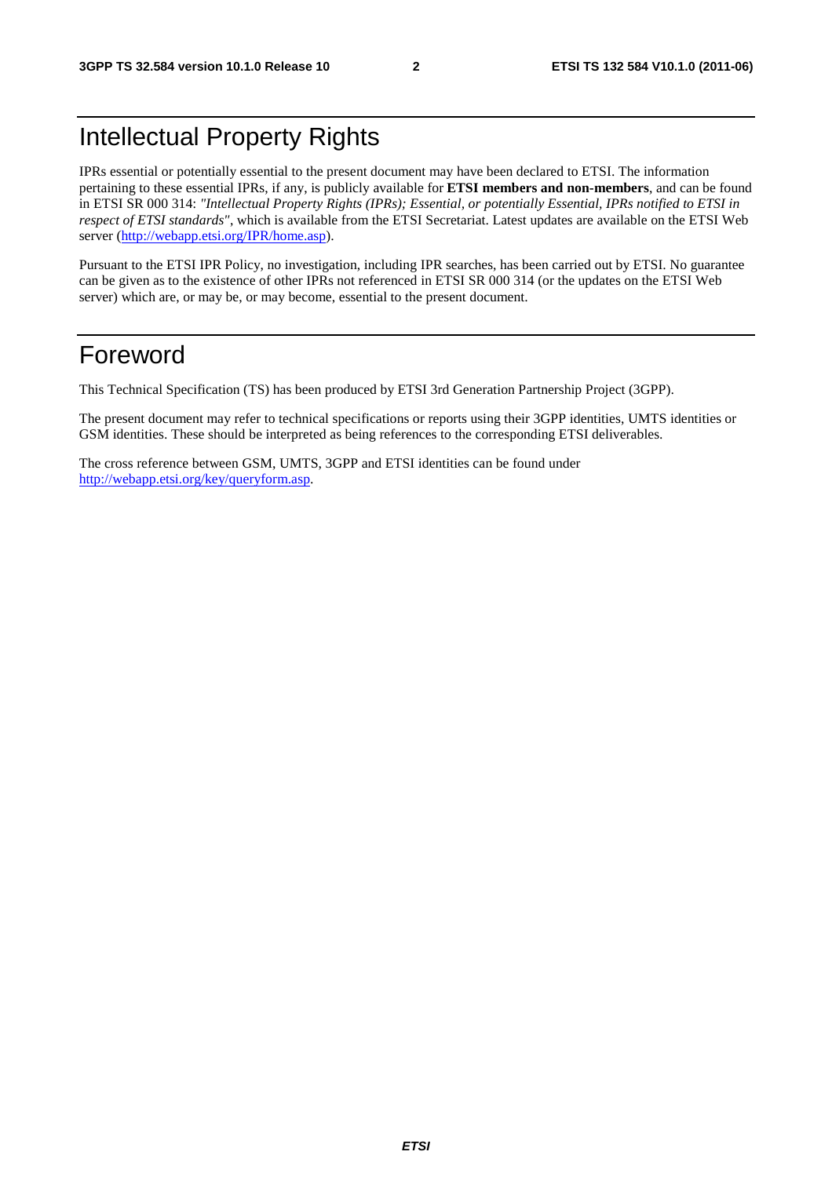# Intellectual Property Rights

IPRs essential or potentially essential to the present document may have been declared to ETSI. The information pertaining to these essential IPRs, if any, is publicly available for **ETSI members and non-members**, and can be found in ETSI SR 000 314: *"Intellectual Property Rights (IPRs); Essential, or potentially Essential, IPRs notified to ETSI in respect of ETSI standards"*, which is available from the ETSI Secretariat. Latest updates are available on the ETSI Web server (http://webapp.etsi.org/IPR/home.asp).

Pursuant to the ETSI IPR Policy, no investigation, including IPR searches, has been carried out by ETSI. No guarantee can be given as to the existence of other IPRs not referenced in ETSI SR 000 314 (or the updates on the ETSI Web server) which are, or may be, or may become, essential to the present document.

# Foreword

This Technical Specification (TS) has been produced by ETSI 3rd Generation Partnership Project (3GPP).

The present document may refer to technical specifications or reports using their 3GPP identities, UMTS identities or GSM identities. These should be interpreted as being references to the corresponding ETSI deliverables.

The cross reference between GSM, UMTS, 3GPP and ETSI identities can be found under http://webapp.etsi.org/key/queryform.asp.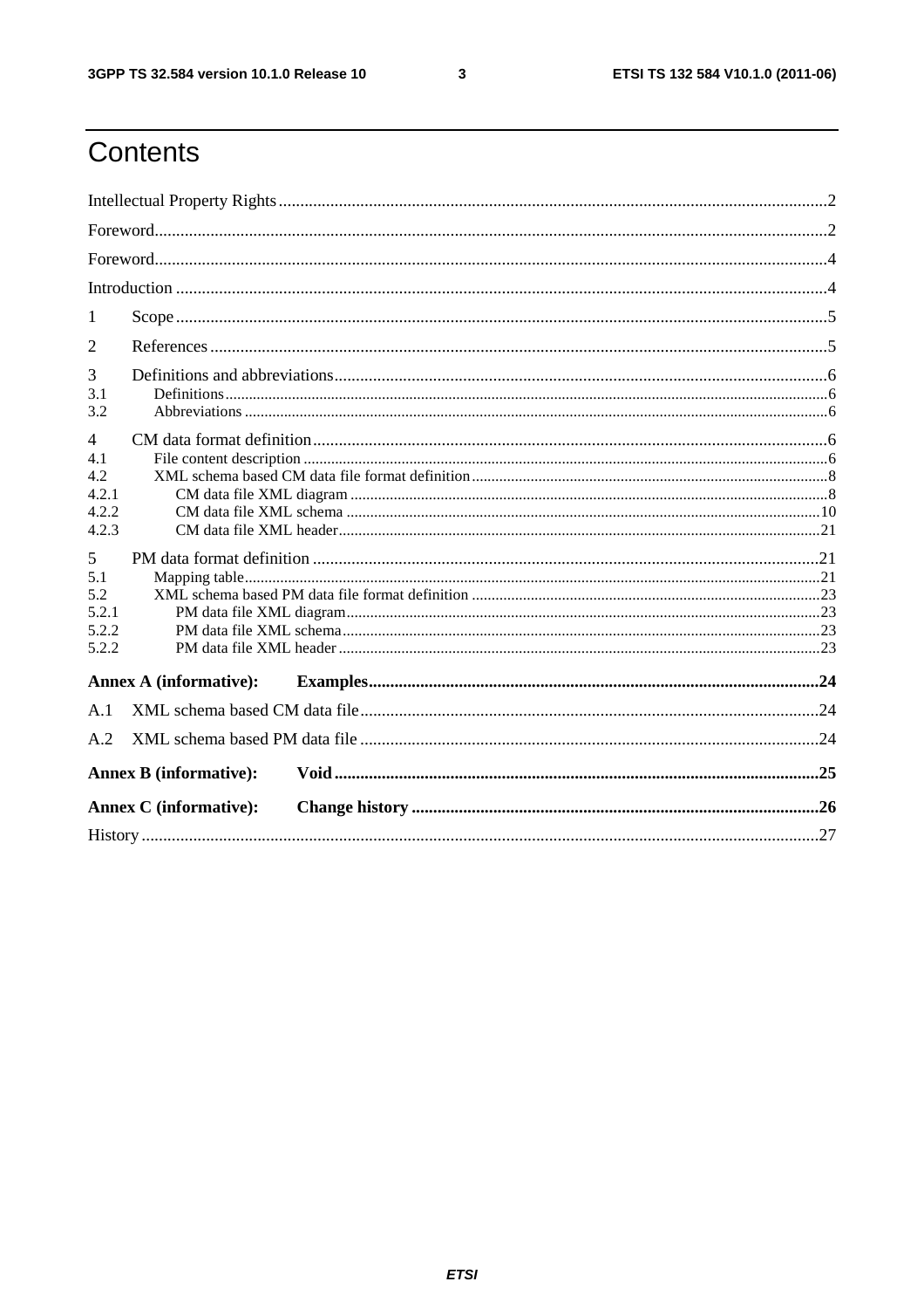# Contents

Intellectual Property Rights ..............................................................................................................................2

Foreword...........................................................................................................................................................2

Foreword...........................................................................................................................................................4

Introduction ......................................................................................................................................................4

1 Scope ..............................................................................................................................................................5

2 References ......................................................................................................................................................5

3 Definitions and abbreviations.........................................................................................................................6

3.1 Definitions ...................................................................................................................................................6

3.2 Abbreviations ..............................................................................................................................................6

4 CM data format definition..............................................................................................................................6

4.1 File content description ...............................................................................................................................6

4.2 XML schema based CM data file format definition ....................................................................................8

4.2.1 CM data file XML diagram .......................................................................................................................8

4.2.2 CM data file XML schema .......................................................................................................................10

4.2.3 CM data file XML header.........................................................................................................................21

5 PM data format definition .............................................................................................................................21

5.1 Mapping table..............................................................................................................................................21

5.2 XML schema based PM data file format definition ....................................................................................23

5.2.1 PM data file XML diagram........................................................................................................................23

5.2.2 PM data file XML schema.........................................................................................................................23

5.2.2 PM data file XML header ..........................................................................................................................23

**Annex A (informative): Examples**........................................................................................................24

A.1 XML schema based CM data file..................................................................................................................24

A.2 XML schema based PM data file ..................................................................................................................24

**Annex B (informative): Void**...................................................................................................................25

**Annex C (informative): Change history** ...............................................................................................26

History ...............................................................................................................................................................27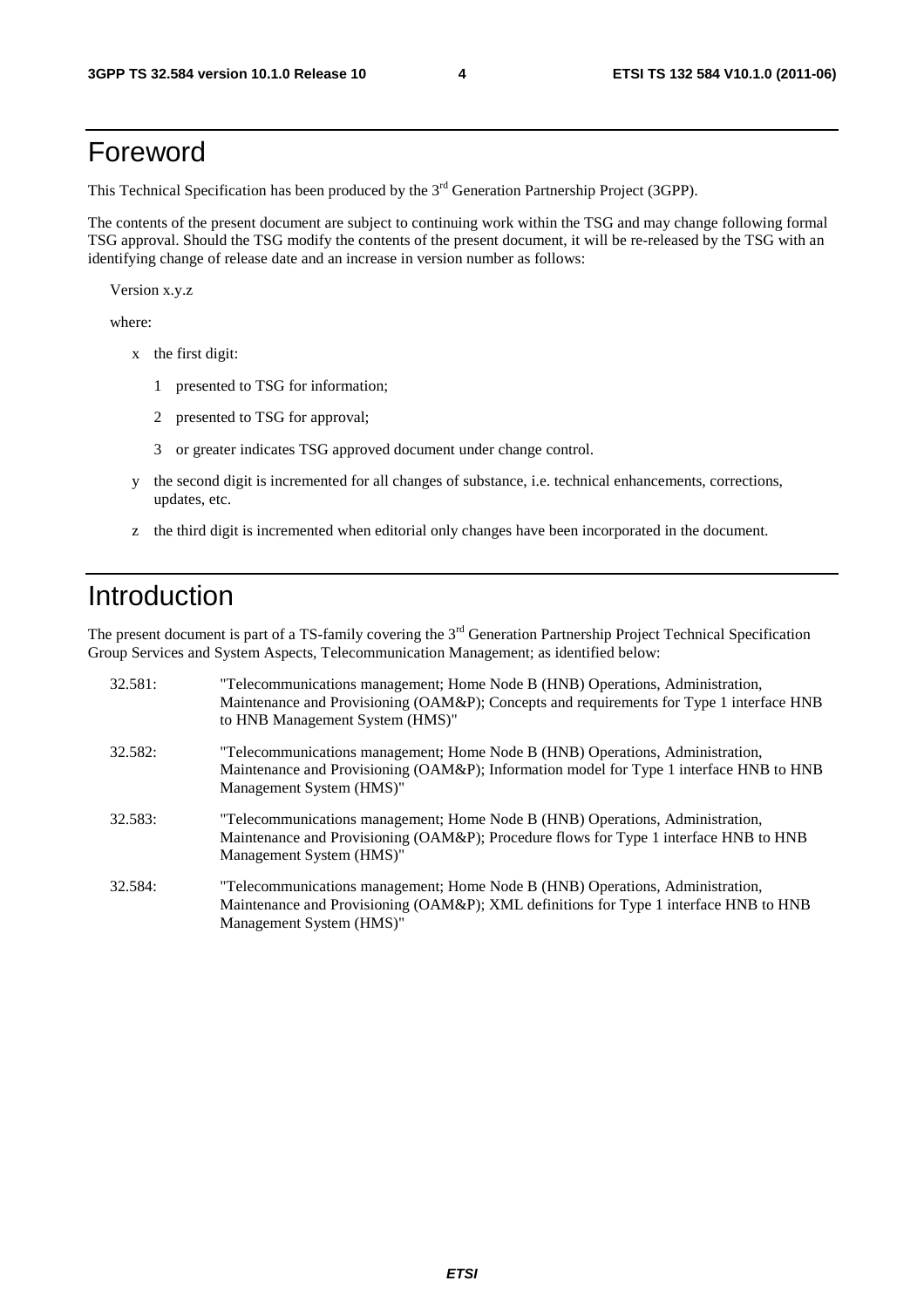# Foreword

This Technical Specification has been produced by the 3rd Generation Partnership Project (3GPP).

The contents of the present document are subject to continuing work within the TSG and may change following formal TSG approval. Should the TSG modify the contents of the present document, it will be re-released by the TSG with an identifying change of release date and an increase in version number as follows:

Version x.y.z

where:

- x the first digit:
  - 1 presented to TSG for information;
  - 2 presented to TSG for approval;
  - 3 or greater indicates TSG approved document under change control.
- y the second digit is incremented for all changes of substance, i.e. technical enhancements, corrections, updates, etc.
- z the third digit is incremented when editorial only changes have been incorporated in the document.

# Introduction

The present document is part of a TS-family covering the 3rd Generation Partnership Project Technical Specification Group Services and System Aspects, Telecommunication Management; as identified below:

32.581: "Telecommunications management; Home Node B (HNB) Operations, Administration, Maintenance and Provisioning (OAM&P); Concepts and requirements for Type 1 interface HNB to HNB Management System (HMS)"

32.582: "Telecommunications management; Home Node B (HNB) Operations, Administration, Maintenance and Provisioning (OAM&P); Information model for Type 1 interface HNB to HNB Management System (HMS)"

32.583: "Telecommunications management; Home Node B (HNB) Operations, Administration, Maintenance and Provisioning (OAM&P); Procedure flows for Type 1 interface HNB to HNB Management System (HMS)"

32.584: "Telecommunications management; Home Node B (HNB) Operations, Administration, Maintenance and Provisioning (OAM&P); XML definitions for Type 1 interface HNB to HNB Management System (HMS)"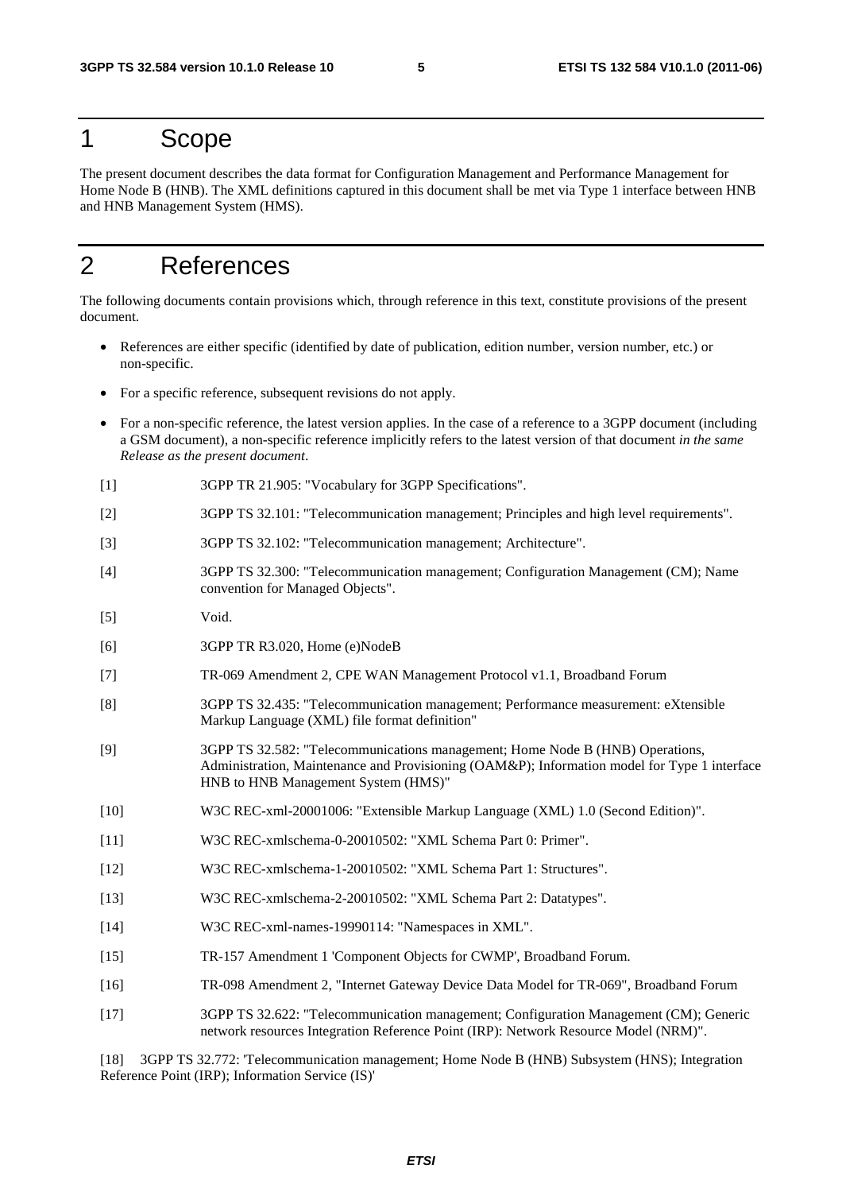# 1 Scope

The present document describes the data format for Configuration Management and Performance Management for Home Node B (HNB). The XML definitions captured in this document shall be met via Type 1 interface between HNB and HNB Management System (HMS).

# 2 References

The following documents contain provisions which, through reference in this text, constitute provisions of the present document.

- References are either specific (identified by date of publication, edition number, version number, etc.) or non-specific.
- For a specific reference, subsequent revisions do not apply.
- For a non-specific reference, the latest version applies. In the case of a reference to a 3GPP document (including a GSM document), a non-specific reference implicitly refers to the latest version of that document *in the same Release as the present document*.

[1] 3GPP TR 21.905: "Vocabulary for 3GPP Specifications".

[2] 3GPP TS 32.101: "Telecommunication management; Principles and high level requirements".

[3] 3GPP TS 32.102: "Telecommunication management; Architecture".

[4] 3GPP TS 32.300: "Telecommunication management; Configuration Management (CM); Name convention for Managed Objects".

[5] Void.

[6] 3GPP TR R3.020, Home (e)NodeB

[7] TR-069 Amendment 2, CPE WAN Management Protocol v1.1, Broadband Forum

[8] 3GPP TS 32.435: "Telecommunication management; Performance measurement: eXtensible Markup Language (XML) file format definition"

[9] 3GPP TS 32.582: "Telecommunications management; Home Node B (HNB) Operations, Administration, Maintenance and Provisioning (OAM&P); Information model for Type 1 interface HNB to HNB Management System (HMS)"

[10] W3C REC-xml-20001006: "Extensible Markup Language (XML) 1.0 (Second Edition)".

[11] W3C REC-xmlschema-0-20010502: "XML Schema Part 0: Primer".

[12] W3C REC-xmlschema-1-20010502: "XML Schema Part 1: Structures".

[13] W3C REC-xmlschema-2-20010502: "XML Schema Part 2: Datatypes".

[14] W3C REC-xml-names-19990114: "Namespaces in XML".

[15] TR-157 Amendment 1 'Component Objects for CWMP', Broadband Forum.

[16] TR-098 Amendment 2, "Internet Gateway Device Data Model for TR-069", Broadband Forum

[17] 3GPP TS 32.622: "Telecommunication management; Configuration Management (CM); Generic network resources Integration Reference Point (IRP): Network Resource Model (NRM)".

[18] 3GPP TS 32.772: 'Telecommunication management; Home Node B (HNB) Subsystem (HNS); Integration Reference Point (IRP); Information Service (IS)'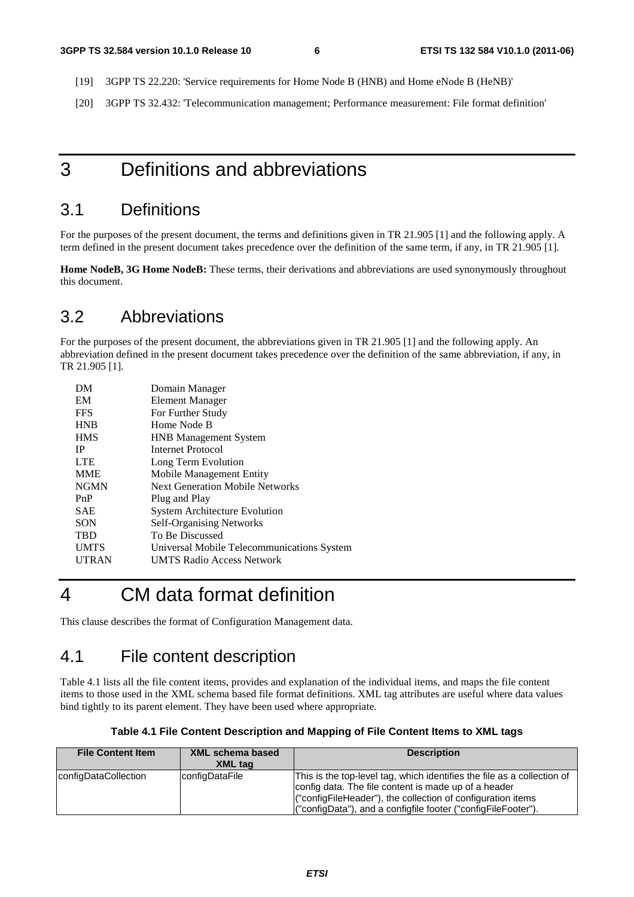[19] 3GPP TS 22.220: 'Service requirements for Home Node B (HNB) and Home eNode B (HeNB)'

[20] 3GPP TS 32.432: 'Telecommunication management; Performance measurement: File format definition'

# 3 Definitions and abbreviations

## 3.1 Definitions

For the purposes of the present document, the terms and definitions given in TR 21.905 [1] and the following apply. A term defined in the present document takes precedence over the definition of the same term, if any, in TR 21.905 [1].

**Home NodeB, 3G Home NodeB:** These terms, their derivations and abbreviations are used synonymously throughout this document.

## 3.2 Abbreviations

For the purposes of the present document, the abbreviations given in TR 21.905 [1] and the following apply. An abbreviation defined in the present document takes precedence over the definition of the same abbreviation, if any, in TR 21.905 [1].

| | |
|---|---|
| DM | Domain Manager |
| EM | Element Manager |
| FFS | For Further Study |
| HNB | Home Node B |
| HMS | HNB Management System |
| IP | Internet Protocol |
| LTE | Long Term Evolution |
| MME | Mobile Management Entity |
| NGMN | Next Generation Mobile Networks |
| PnP | Plug and Play |
| SAE | System Architecture Evolution |
| SON | Self-Organising Networks |
| TBD | To Be Discussed |
| UMTS | Universal Mobile Telecommunications System |
| UTRAN | UMTS Radio Access Network |

# 4 CM data format definition

This clause describes the format of Configuration Management data.

## 4.1 File content description

Table 4.1 lists all the file content items, provides and explanation of the individual items, and maps the file content items to those used in the XML schema based file format definitions. XML tag attributes are useful where data values bind tightly to its parent element. They have been used where appropriate.

**Table 4.1 File Content Description and Mapping of File Content Items to XML tags**

| File Content Item | XML schema based XML tag | Description |
|---|---|---|
| configDataCollection | configDataFile | This is the top-level tag, which identifies the file as a collection of config data. The file content is made up of a header ("configFileHeader"), the collection of configuration items ("configData"), and a configfile footer ("configFileFooter"). |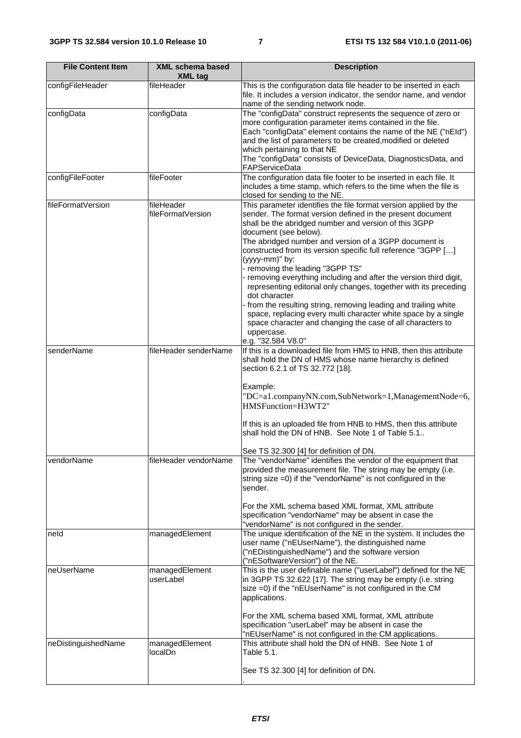| File Content Item | XML schema based XML tag | Description |
|---|---|---|
| configFileHeader | fileHeader | This is the configuration data file header to be inserted in each file. It includes a version indicator, the sendor name, and vendor name of the sending network node. |
| configData | configData | The "configData" construct represents the sequence of zero or more configuration parameter items contained in the file. Each "configData" element contains the name of the NE ("nEId") and the list of parameters to be created,modified or deleted which pertaining to that NE The "configData" consists of DeviceData, DiagnosticsData, and FAPServiceData |
| configFileFooter | fileFooter | The configuration data file footer to be inserted in each file. It includes a time stamp, which refers to the time when the file is closed for sending to the NE. |
| fileFormatVersion | fileHeader fileFormatVersion | This parameter identifies the file format version applied by the sender. The format version defined in the present document shall be the abridged number and version of this 3GPP document (see below).<br>The abridged number and version of a 3GPP document is constructed from its version specific full reference "3GPP […] (yyyy-mm)" by:<br>- removing the leading "3GPP TS"<br>- removing everything including and after the version third digit, representing editorial only changes, together with its preceding dot character<br>- from the resulting string, removing leading and trailing white space, replacing every multi character white space by a single space character and changing the case of all characters to uppercase.<br>e.g. "32.584 V8.0" |
| senderName | fileHeader senderName | If this is a downloaded file from HMS to HNB, then this attribute shall hold the DN of HMS whose name hierarchy is defined section 6.2.1 of TS 32.772 [18].<br><br>Example:<br>"DC=a1.companyNN.com,SubNetwork=1,ManagementNode=6, HMSFunction=H3WT2"<br><br>If this is an uploaded file from HNB to HMS, then this attribute shall hold the DN of HNB. See Note 1 of Table 5.1..<br><br>See TS 32.300 [4] for definition of DN. |
| vendorName | fileHeader vendorName | The "vendorName" identifies the vendor of the equipment that provided the measurement file. The string may be empty (i.e. string size =0) if the "vendorName" is not configured in the sender.<br><br>For the XML schema based XML format, XML attribute specification "vendorName" may be absent in case the "vendorName" is not configured in the sender. |
| neId | managedElement | The unique identification of the NE in the system. It includes the user name ("nEUserName"), the distinguished name ("nEDistinguishedName") and the software version ("nESoftwareVersion") of the NE. |
| neUserName | managedElement userLabel | This is the user definable name ("userLabel") defined for the NE in 3GPP TS 32.622 [17]. The string may be empty (i.e. string size =0) if the "nEUserName" is not configured in the CM applications.<br><br>For the XML schema based XML format, XML attribute specification "userLabel" may be absent in case the "nEUserName" is not configured in the CM applications. |
| neDistinguishedName | managedElement localDn | This attribute shall hold the DN of HNB. See Note 1 of Table 5.1.<br><br>See TS 32.300 [4] for definition of DN.<br>. |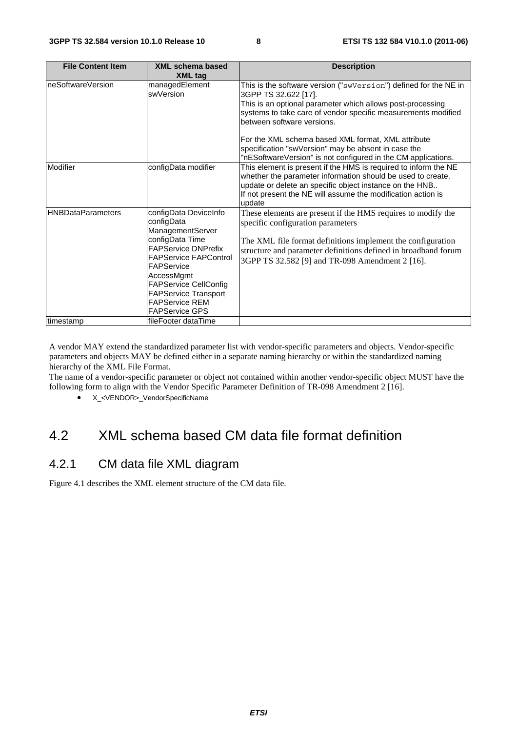| File Content Item | XML schema based XML tag | Description |
|---|---|---|
| neSoftwareVersion | managedElement swVersion | This is the software version ("swVersion") defined for the NE in 3GPP TS 32.622 [17].<br>This is an optional parameter which allows post-processing systems to take care of vendor specific measurements modified between software versions.<br><br>For the XML schema based XML format, XML attribute specification "swVersion" may be absent in case the "nESoftwareVersion" is not configured in the CM applications. |
| Modifier | configData modifier | This element is present if the HMS is required to inform the NE whether the parameter information should be used to create, update or delete an specific object instance on the HNB..<br>If not present the NE will assume the modification action is update |
| HNBDataParameters | configData DeviceInfo<br>configData ManagementServer<br>configData Time<br>FAPService DNPrefix<br>FAPService FAPControl<br>FAPService AccessMgmt<br>FAPService CellConfig<br>FAPService Transport<br>FAPService REM<br>FAPService GPS | These elements are present if the HMS requires to modify the specific configuration parameters<br><br>The XML file format definitions implement the configuration structure and parameter definitions defined in broadband forum 3GPP TS 32.582 [9] and TR-098 Amendment 2 [16]. |
| timestamp | fileFooter dataTime | |

A vendor MAY extend the standardized parameter list with vendor-specific parameters and objects. Vendor-specific parameters and objects MAY be defined either in a separate naming hierarchy or within the standardized naming hierarchy of the XML File Format.
The name of a vendor-specific parameter or object not contained within another vendor-specific object MUST have the following form to align with the Vendor Specific Parameter Definition of TR-098 Amendment 2 [16].

- X_<VENDOR>_VendorSpecificName

## 4.2 XML schema based CM data file format definition

### 4.2.1 CM data file XML diagram

Figure 4.1 describes the XML element structure of the CM data file.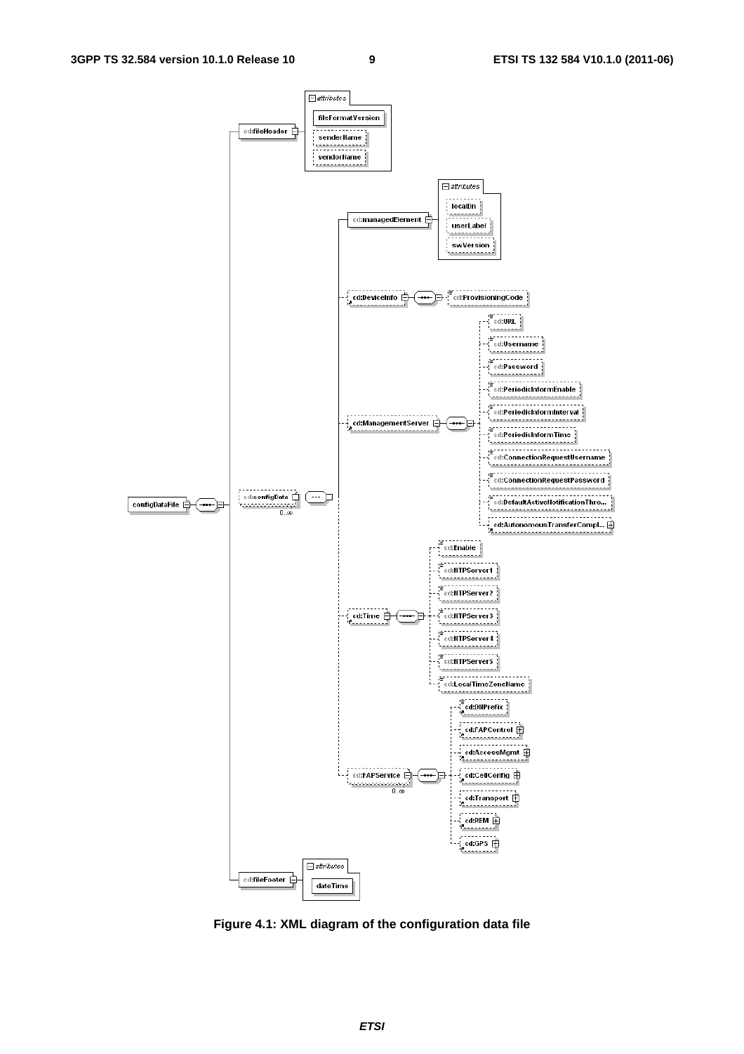**Figure 4.1: XML diagram of the configuration data file**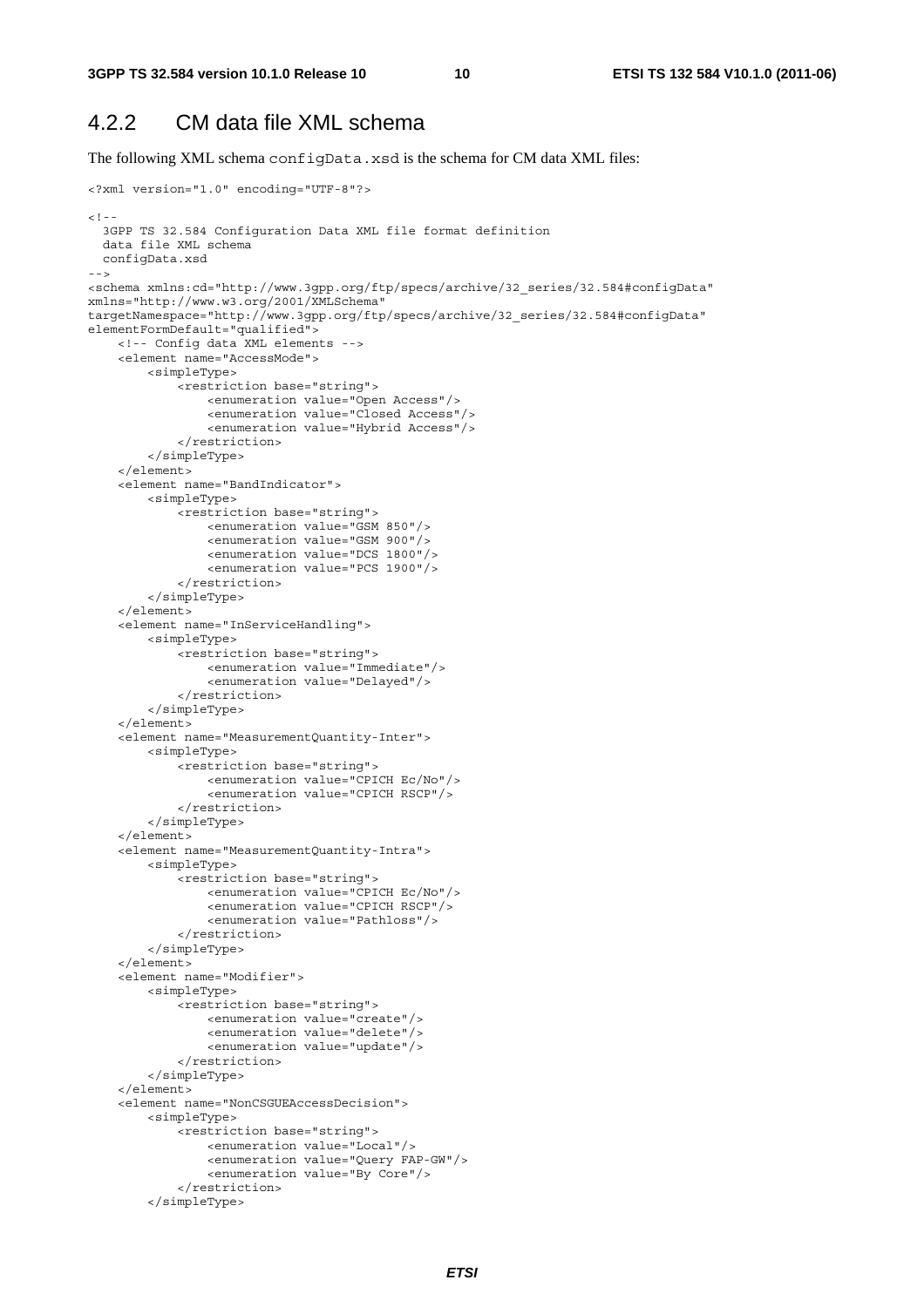## 4.2.2 CM data file XML schema

The following XML schema configData.xsd is the schema for CM data XML files:

```
<?xml version="1.0" encoding="UTF-8"?>

<!--
  3GPP TS 32.584 Configuration Data XML file format definition
  data file XML schema
  configData.xsd
-->
<schema xmlns:cd="http://www.3gpp.org/ftp/specs/archive/32_series/32.584#configData"
xmlns="http://www.w3.org/2001/XMLSchema"
targetNamespace="http://www.3gpp.org/ftp/specs/archive/32_series/32.584#configData"
elementFormDefault="qualified">
    <!-- Config data XML elements -->
    <element name="AccessMode">
        <simpleType>
            <restriction base="string">
                <enumeration value="Open Access"/>
                <enumeration value="Closed Access"/>
                <enumeration value="Hybrid Access"/>
            </restriction>
        </simpleType>
    </element>
    <element name="BandIndicator">
        <simpleType>
            <restriction base="string">
                <enumeration value="GSM 850"/>
                <enumeration value="GSM 900"/>
                <enumeration value="DCS 1800"/>
                <enumeration value="PCS 1900"/>
            </restriction>
        </simpleType>
    </element>
    <element name="InServiceHandling">
        <simpleType>
            <restriction base="string">
                <enumeration value="Immediate"/>
                <enumeration value="Delayed"/>
            </restriction>
        </simpleType>
    </element>
    <element name="MeasurementQuantity-Inter">
        <simpleType>
            <restriction base="string">
                <enumeration value="CPICH Ec/No"/>
                <enumeration value="CPICH RSCP"/>
            </restriction>
        </simpleType>
    </element>
    <element name="MeasurementQuantity-Intra">
        <simpleType>
            <restriction base="string">
                <enumeration value="CPICH Ec/No"/>
                <enumeration value="CPICH RSCP"/>
                <enumeration value="Pathloss"/>
            </restriction>
        </simpleType>
    </element>
    <element name="Modifier">
        <simpleType>
            <restriction base="string">
                <enumeration value="create"/>
                <enumeration value="delete"/>
                <enumeration value="update"/>
            </restriction>
        </simpleType>
    </element>
    <element name="NonCSGUEAccessDecision">
        <simpleType>
            <restriction base="string">
                <enumeration value="Local"/>
                <enumeration value="Query FAP-GW"/>
                <enumeration value="By Core"/>
            </restriction>
        </simpleType>
```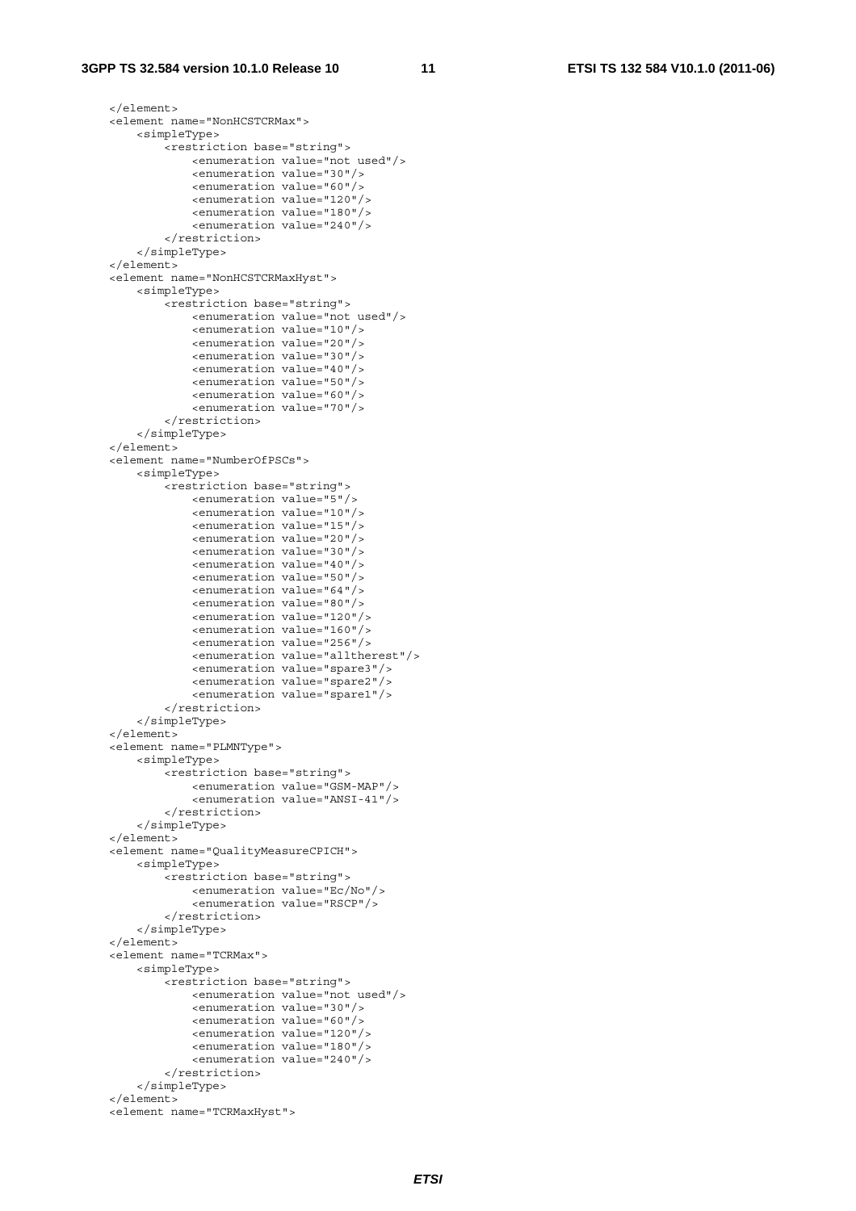```
    </element>
    <element name="NonHCSTCRMax">
        <simpleType>
            <restriction base="string">
                <enumeration value="not used"/>
                <enumeration value="30"/>
                <enumeration value="60"/>
                <enumeration value="120"/>
                <enumeration value="180"/>
                <enumeration value="240"/>
            </restriction>
        </simpleType>
    </element>
    <element name="NonHCSTCRMaxHyst">
        <simpleType>
            <restriction base="string">
                <enumeration value="not used"/>
                <enumeration value="10"/>
                <enumeration value="20"/>
                <enumeration value="30"/>
                <enumeration value="40"/>
                <enumeration value="50"/>
                <enumeration value="60"/>
                <enumeration value="70"/>
            </restriction>
        </simpleType>
    </element>
    <element name="NumberOfPSCs">
        <simpleType>
            <restriction base="string">
                <enumeration value="5"/>
                <enumeration value="10"/>
                <enumeration value="15"/>
                <enumeration value="20"/>
                <enumeration value="30"/>
                <enumeration value="40"/>
                <enumeration value="50"/>
                <enumeration value="64"/>
                <enumeration value="80"/>
                <enumeration value="120"/>
                <enumeration value="160"/>
                <enumeration value="256"/>
                <enumeration value="alltherest"/>
                <enumeration value="spare3"/>
                <enumeration value="spare2"/>
                <enumeration value="spare1"/>
            </restriction>
        </simpleType>
    </element>
    <element name="PLMNType">
        <simpleType>
            <restriction base="string">
                <enumeration value="GSM-MAP"/>
                <enumeration value="ANSI-41"/>
            </restriction>
        </simpleType>
    </element>
    <element name="QualityMeasureCPICH">
        <simpleType>
            <restriction base="string">
                <enumeration value="Ec/No"/>
                <enumeration value="RSCP"/>
            </restriction>
        </simpleType>
    </element>
    <element name="TCRMax">
        <simpleType>
            <restriction base="string">
                <enumeration value="not used"/>
                <enumeration value="30"/>
                <enumeration value="60"/>
                <enumeration value="120"/>
                <enumeration value="180"/>
                <enumeration value="240"/>
            </restriction>
        </simpleType>
    </element>
    <element name="TCRMaxHyst">
```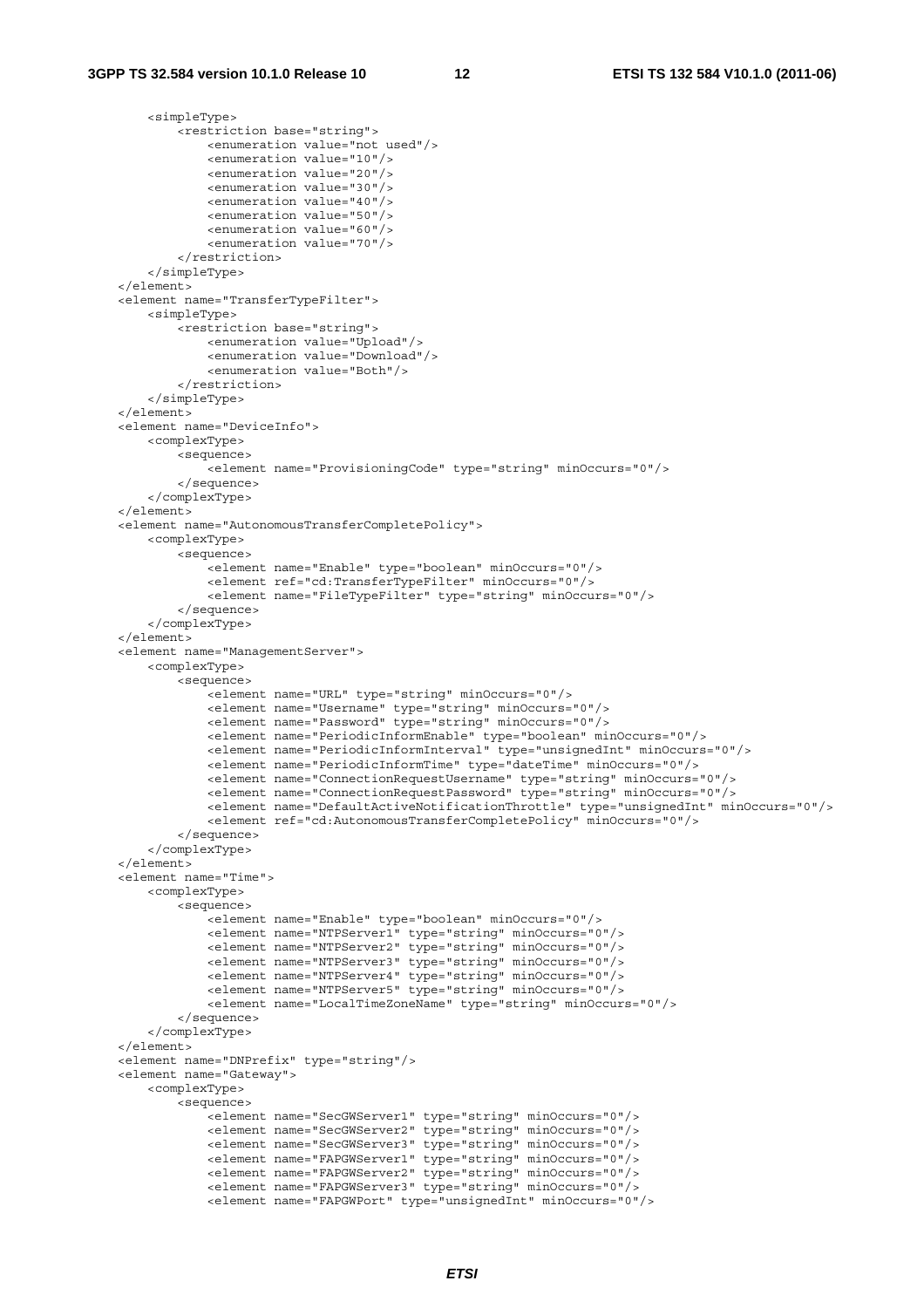```
            <simpleType>
                <restriction base="string">
                    <enumeration value="not used"/>
                    <enumeration value="10"/>
                    <enumeration value="20"/>
                    <enumeration value="30"/>
                    <enumeration value="40"/>
                    <enumeration value="50"/>
                    <enumeration value="60"/>
                    <enumeration value="70"/>
                </restriction>
            </simpleType>
        </element>
        <element name="TransferTypeFilter">
            <simpleType>
                <restriction base="string">
                    <enumeration value="Upload"/>
                    <enumeration value="Download"/>
                    <enumeration value="Both"/>
                </restriction>
            </simpleType>
        </element>
        <element name="DeviceInfo">
            <complexType>
                <sequence>
                    <element name="ProvisioningCode" type="string" minOccurs="0"/>
                </sequence>
            </complexType>
        </element>
        <element name="AutonomousTransferCompletePolicy">
            <complexType>
                <sequence>
                    <element name="Enable" type="boolean" minOccurs="0"/>
                    <element ref="cd:TransferTypeFilter" minOccurs="0"/>
                    <element name="FileTypeFilter" type="string" minOccurs="0"/>
                </sequence>
            </complexType>
        </element>
        <element name="ManagementServer">
            <complexType>
                <sequence>
                    <element name="URL" type="string" minOccurs="0"/>
                    <element name="Username" type="string" minOccurs="0"/>
                    <element name="Password" type="string" minOccurs="0"/>
                    <element name="PeriodicInformEnable" type="boolean" minOccurs="0"/>
                    <element name="PeriodicInformInterval" type="unsignedInt" minOccurs="0"/>
                    <element name="PeriodicInformTime" type="dateTime" minOccurs="0"/>
                    <element name="ConnectionRequestUsername" type="string" minOccurs="0"/>
                    <element name="ConnectionRequestPassword" type="string" minOccurs="0"/>
                    <element name="DefaultActiveNotificationThrottle" type="unsignedInt" minOccurs="0"/>
                    <element ref="cd:AutonomousTransferCompletePolicy" minOccurs="0"/>
                </sequence>
            </complexType>
        </element>
        <element name="Time">
            <complexType>
                <sequence>
                    <element name="Enable" type="boolean" minOccurs="0"/>
                    <element name="NTPServer1" type="string" minOccurs="0"/>
                    <element name="NTPServer2" type="string" minOccurs="0"/>
                    <element name="NTPServer3" type="string" minOccurs="0"/>
                    <element name="NTPServer4" type="string" minOccurs="0"/>
                    <element name="NTPServer5" type="string" minOccurs="0"/>
                    <element name="LocalTimeZoneName" type="string" minOccurs="0"/>
                </sequence>
            </complexType>
        </element>
        <element name="DNPrefix" type="string"/>
        <element name="Gateway">
            <complexType>
                <sequence>
                    <element name="SecGWServer1" type="string" minOccurs="0"/>
                    <element name="SecGWServer2" type="string" minOccurs="0"/>
                    <element name="SecGWServer3" type="string" minOccurs="0"/>
                    <element name="FAPGWServer1" type="string" minOccurs="0"/>
                    <element name="FAPGWServer2" type="string" minOccurs="0"/>
                    <element name="FAPGWServer3" type="string" minOccurs="0"/>
                    <element name="FAPGWPort" type="unsignedInt" minOccurs="0"/>
```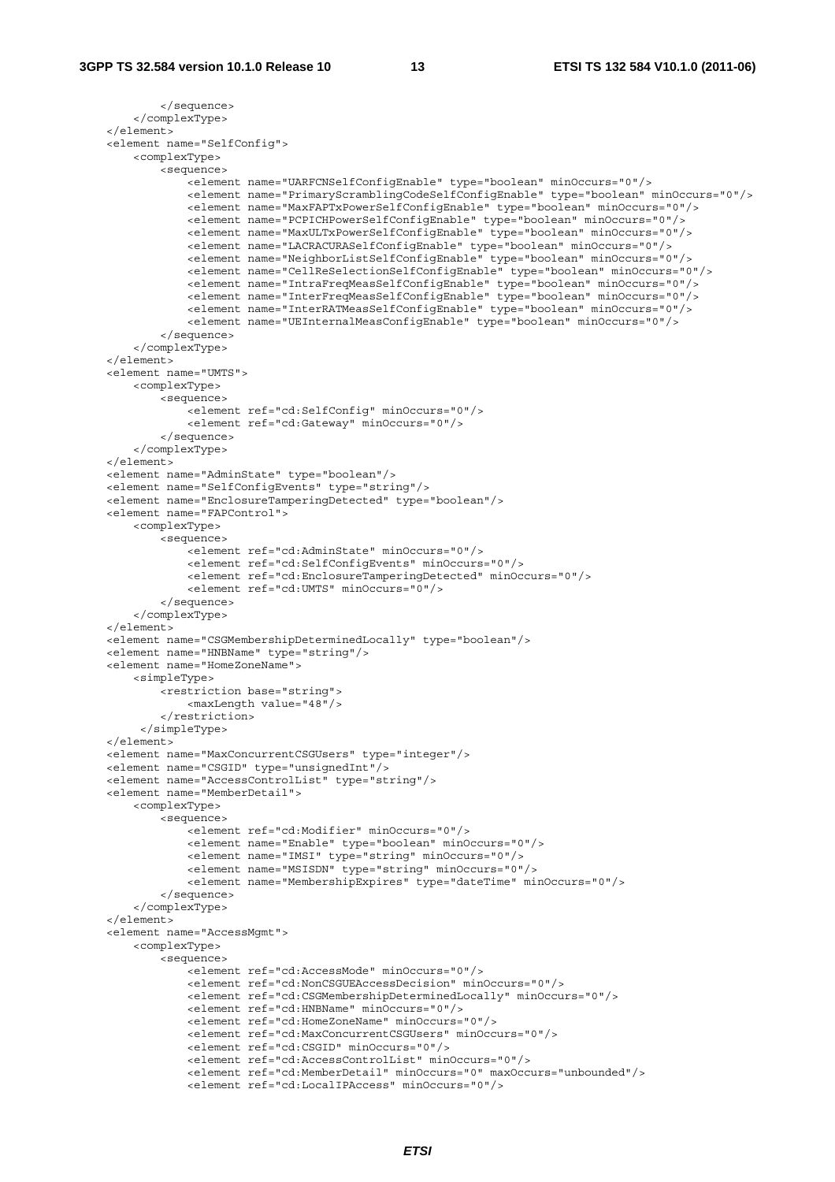```
            </sequence>
        </complexType>
    </element>
    <element name="SelfConfig">
        <complexType>
            <sequence>
                <element name="UARFCNSelfConfigEnable" type="boolean" minOccurs="0"/>
                <element name="PrimaryScramblingCodeSelfConfigEnable" type="boolean" minOccurs="0"/>
                <element name="MaxFAPTxPowerSelfConfigEnable" type="boolean" minOccurs="0"/>
                <element name="PCPICHPowerSelfConfigEnable" type="boolean" minOccurs="0"/>
                <element name="MaxULTxPowerSelfConfigEnable" type="boolean" minOccurs="0"/>
                <element name="LACRACURASelfConfigEnable" type="boolean" minOccurs="0"/>
                <element name="NeighborListSelfConfigEnable" type="boolean" minOccurs="0"/>
                <element name="CellReSelectionSelfConfigEnable" type="boolean" minOccurs="0"/>
                <element name="IntraFreqMeasSelfConfigEnable" type="boolean" minOccurs="0"/>
                <element name="InterFreqMeasSelfConfigEnable" type="boolean" minOccurs="0"/>
                <element name="InterRATMeasSelfConfigEnable" type="boolean" minOccurs="0"/>
                <element name="UEInternalMeasConfigEnable" type="boolean" minOccurs="0"/>
            </sequence>
        </complexType>
    </element>
    <element name="UMTS">
        <complexType>
            <sequence>
                <element ref="cd:SelfConfig" minOccurs="0"/>
                <element ref="cd:Gateway" minOccurs="0"/>
            </sequence>
        </complexType>
    </element>
    <element name="AdminState" type="boolean"/>
    <element name="SelfConfigEvents" type="string"/>
    <element name="EnclosureTamperingDetected" type="boolean"/>
    <element name="FAPControl">
        <complexType>
            <sequence>
                <element ref="cd:AdminState" minOccurs="0"/>
                <element ref="cd:SelfConfigEvents" minOccurs="0"/>
                <element ref="cd:EnclosureTamperingDetected" minOccurs="0"/>
                <element ref="cd:UMTS" minOccurs="0"/>
            </sequence>
        </complexType>
    </element>
    <element name="CSGMembershipDeterminedLocally" type="boolean"/>
    <element name="HNBName" type="string"/>
    <element name="HomeZoneName">
        <simpleType>
            <restriction base="string">
                <maxLength value="48"/>
            </restriction>
         </simpleType>
    </element>
    <element name="MaxConcurrentCSGUsers" type="integer"/>
    <element name="CSGID" type="unsignedInt"/>
    <element name="AccessControlList" type="string"/>
    <element name="MemberDetail">
        <complexType>
            <sequence>
                <element ref="cd:Modifier" minOccurs="0"/>
                <element name="Enable" type="boolean" minOccurs="0"/>
                <element name="IMSI" type="string" minOccurs="0"/>
                <element name="MSISDN" type="string" minOccurs="0"/>
                <element name="MembershipExpires" type="dateTime" minOccurs="0"/>
            </sequence>
        </complexType>
    </element>
    <element name="AccessMgmt">
        <complexType>
            <sequence>
                <element ref="cd:AccessMode" minOccurs="0"/>
                <element ref="cd:NonCSGUEAccessDecision" minOccurs="0"/>
                <element ref="cd:CSGMembershipDeterminedLocally" minOccurs="0"/>
                <element ref="cd:HNBName" minOccurs="0"/>
                <element ref="cd:HomeZoneName" minOccurs="0"/>
                <element ref="cd:MaxConcurrentCSGUsers" minOccurs="0"/>
                <element ref="cd:CSGID" minOccurs="0"/>
                <element ref="cd:AccessControlList" minOccurs="0"/>
                <element ref="cd:MemberDetail" minOccurs="0" maxOccurs="unbounded"/>
                <element ref="cd:LocalIPAccess" minOccurs="0"/>
```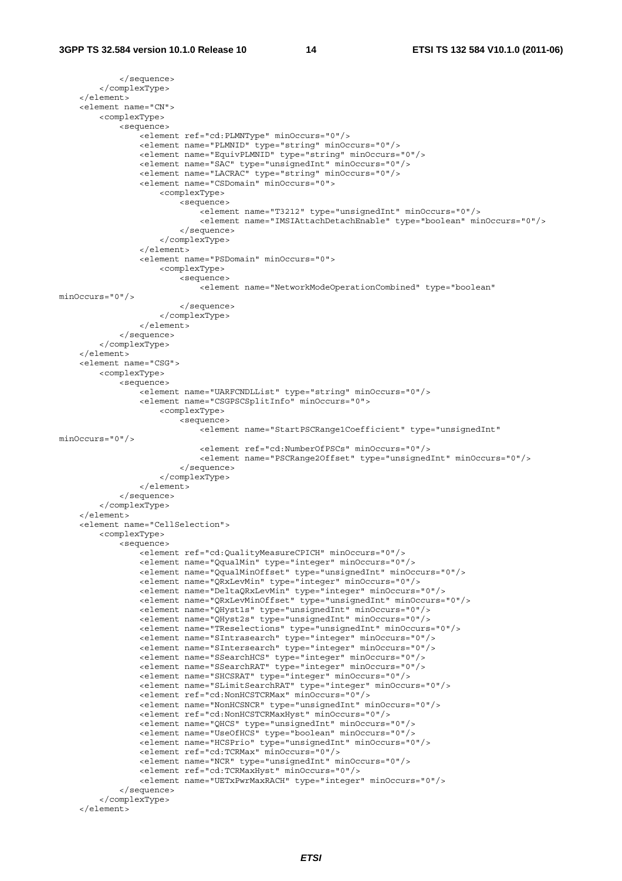```
            </sequence>
        </complexType>
    </element>
    <element name="CN">
        <complexType>
            <sequence>
                <element ref="cd:PLMNType" minOccurs="0"/>
                <element name="PLMNID" type="string" minOccurs="0"/>
                <element name="EquivPLMNID" type="string" minOccurs="0"/>
                <element name="SAC" type="unsignedInt" minOccurs="0"/>
                <element name="LACRAC" type="string" minOccurs="0"/>
                <element name="CSDomain" minOccurs="0">
                    <complexType>
                        <sequence>
                            <element name="T3212" type="unsignedInt" minOccurs="0"/>
                            <element name="IMSIAttachDetachEnable" type="boolean" minOccurs="0"/>
                        </sequence>
                    </complexType>
                </element>
                <element name="PSDomain" minOccurs="0">
                    <complexType>
                        <sequence>
                            <element name="NetworkModeOperationCombined" type="boolean"
minOccurs="0"/>
                        </sequence>
                    </complexType>
                </element>
            </sequence>
        </complexType>
    </element>
    <element name="CSG">
        <complexType>
            <sequence>
                <element name="UARFCNDLList" type="string" minOccurs="0"/>
                <element name="CSGPSCSplitInfo" minOccurs="0">
                    <complexType>
                        <sequence>
                            <element name="StartPSCRange1Coefficient" type="unsignedInt"
minOccurs="0"/>
                            <element ref="cd:NumberOfPSCs" minOccurs="0"/>
                            <element name="PSCRange2Offset" type="unsignedInt" minOccurs="0"/>
                        </sequence>
                    </complexType>
                </element>
            </sequence>
        </complexType>
    </element>
    <element name="CellSelection">
        <complexType>
            <sequence>
                <element ref="cd:QualityMeasureCPICH" minOccurs="0"/>
                <element name="QqualMin" type="integer" minOccurs="0"/>
                <element name="QqualMinOffset" type="unsignedInt" minOccurs="0"/>
                <element name="QRxLevMin" type="integer" minOccurs="0"/>
                <element name="DeltaQRxLevMin" type="integer" minOccurs="0"/>
                <element name="QRxLevMinOffset" type="unsignedInt" minOccurs="0"/>
                <element name="QHyst1s" type="unsignedInt" minOccurs="0"/>
                <element name="QHyst2s" type="unsignedInt" minOccurs="0"/>
                <element name="TReselections" type="unsignedInt" minOccurs="0"/>
                <element name="SIntrasearch" type="integer" minOccurs="0"/>
                <element name="SIntersearch" type="integer" minOccurs="0"/>
                <element name="SSearchHCS" type="integer" minOccurs="0"/>
                <element name="SSearchRAT" type="integer" minOccurs="0"/>
                <element name="SHCSRAT" type="integer" minOccurs="0"/>
                <element name="SLimitSearchRAT" type="integer" minOccurs="0"/>
                <element ref="cd:NonHCSTCRMax" minOccurs="0"/>
                <element name="NonHCSNCR" type="unsignedInt" minOccurs="0"/>
                <element ref="cd:NonHCSTCRMaxHyst" minOccurs="0"/>
                <element name="QHCS" type="unsignedInt" minOccurs="0"/>
                <element name="UseOfHCS" type="boolean" minOccurs="0"/>
                <element name="HCSPrio" type="unsignedInt" minOccurs="0"/>
                <element ref="cd:TCRMax" minOccurs="0"/>
                <element name="NCR" type="unsignedInt" minOccurs="0"/>
                <element ref="cd:TCRMaxHyst" minOccurs="0"/>
                <element name="UETxPwrMaxRACH" type="integer" minOccurs="0"/>
            </sequence>
        </complexType>
    </element>
```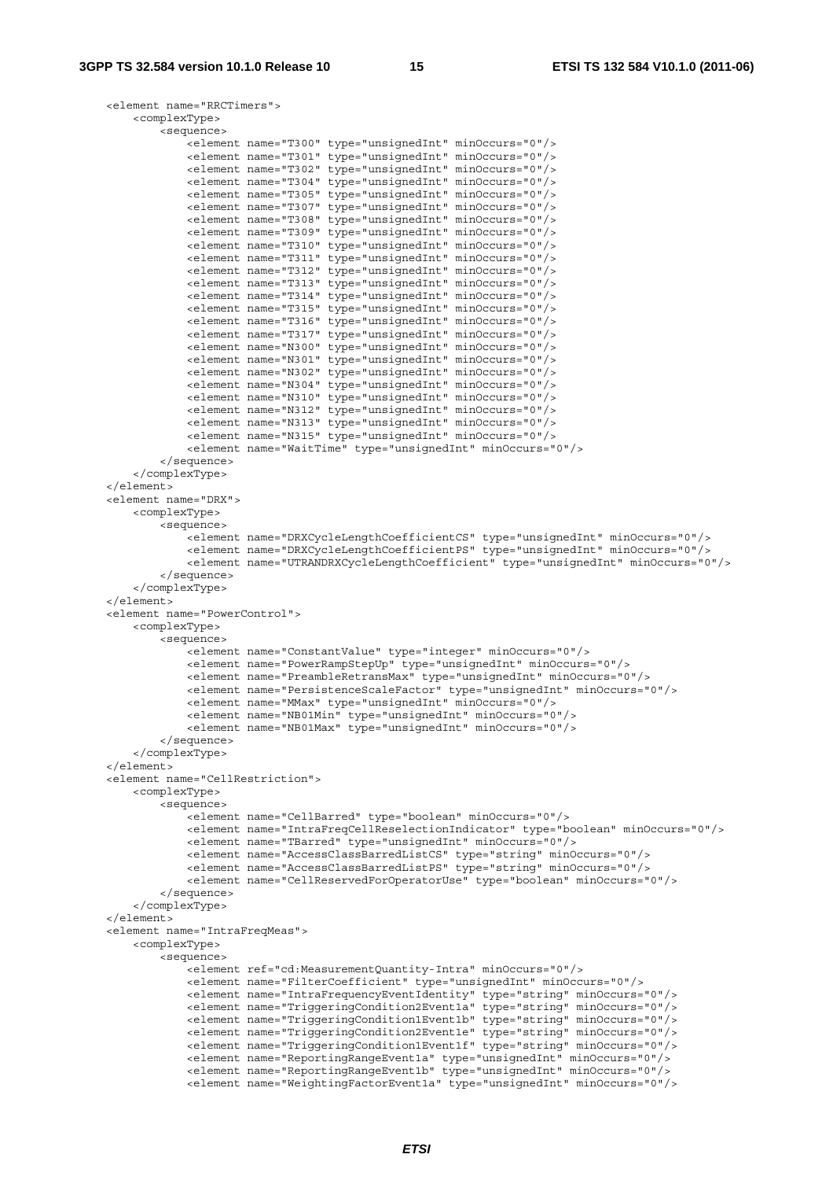```
<element name="RRCTimers">
    <complexType>
        <sequence>
            <element name="T300" type="unsignedInt" minOccurs="0"/>
            <element name="T301" type="unsignedInt" minOccurs="0"/>
            <element name="T302" type="unsignedInt" minOccurs="0"/>
            <element name="T304" type="unsignedInt" minOccurs="0"/>
            <element name="T305" type="unsignedInt" minOccurs="0"/>
            <element name="T307" type="unsignedInt" minOccurs="0"/>
            <element name="T308" type="unsignedInt" minOccurs="0"/>
            <element name="T309" type="unsignedInt" minOccurs="0"/>
            <element name="T310" type="unsignedInt" minOccurs="0"/>
            <element name="T311" type="unsignedInt" minOccurs="0"/>
            <element name="T312" type="unsignedInt" minOccurs="0"/>
            <element name="T313" type="unsignedInt" minOccurs="0"/>
            <element name="T314" type="unsignedInt" minOccurs="0"/>
            <element name="T315" type="unsignedInt" minOccurs="0"/>
            <element name="T316" type="unsignedInt" minOccurs="0"/>
            <element name="T317" type="unsignedInt" minOccurs="0"/>
            <element name="N300" type="unsignedInt" minOccurs="0"/>
            <element name="N301" type="unsignedInt" minOccurs="0"/>
            <element name="N302" type="unsignedInt" minOccurs="0"/>
            <element name="N304" type="unsignedInt" minOccurs="0"/>
            <element name="N310" type="unsignedInt" minOccurs="0"/>
            <element name="N312" type="unsignedInt" minOccurs="0"/>
            <element name="N313" type="unsignedInt" minOccurs="0"/>
            <element name="N315" type="unsignedInt" minOccurs="0"/>
            <element name="WaitTime" type="unsignedInt" minOccurs="0"/>
        </sequence>
    </complexType>
</element>
<element name="DRX">
    <complexType>
        <sequence>
            <element name="DRXCycleLengthCoefficientCS" type="unsignedInt" minOccurs="0"/>
            <element name="DRXCycleLengthCoefficientPS" type="unsignedInt" minOccurs="0"/>
            <element name="UTRANDRXCycleLengthCoefficient" type="unsignedInt" minOccurs="0"/>
        </sequence>
    </complexType>
</element>
<element name="PowerControl">
    <complexType>
        <sequence>
            <element name="ConstantValue" type="integer" minOccurs="0"/>
            <element name="PowerRampStepUp" type="unsignedInt" minOccurs="0"/>
            <element name="PreambleRetransMax" type="unsignedInt" minOccurs="0"/>
            <element name="PersistenceScaleFactor" type="unsignedInt" minOccurs="0"/>
            <element name="MMax" type="unsignedInt" minOccurs="0"/>
            <element name="NB01Min" type="unsignedInt" minOccurs="0"/>
            <element name="NB01Max" type="unsignedInt" minOccurs="0"/>
        </sequence>
    </complexType>
</element>
<element name="CellRestriction">
    <complexType>
        <sequence>
            <element name="CellBarred" type="boolean" minOccurs="0"/>
            <element name="IntraFreqCellReselectionIndicator" type="boolean" minOccurs="0"/>
            <element name="TBarred" type="unsignedInt" minOccurs="0"/>
            <element name="AccessClassBarredListCS" type="string" minOccurs="0"/>
            <element name="AccessClassBarredListPS" type="string" minOccurs="0"/>
            <element name="CellReservedForOperatorUse" type="boolean" minOccurs="0"/>
        </sequence>
    </complexType>
</element>
<element name="IntraFreqMeas">
    <complexType>
        <sequence>
            <element ref="cd:MeasurementQuantity-Intra" minOccurs="0"/>
            <element name="FilterCoefficient" type="unsignedInt" minOccurs="0"/>
            <element name="IntraFrequencyEventIdentity" type="string" minOccurs="0"/>
            <element name="TriggeringCondition2Event1a" type="string" minOccurs="0"/>
            <element name="TriggeringCondition1Event1b" type="string" minOccurs="0"/>
            <element name="TriggeringCondition2Event1e" type="string" minOccurs="0"/>
            <element name="TriggeringCondition1Event1f" type="string" minOccurs="0"/>
            <element name="ReportingRangeEvent1a" type="unsignedInt" minOccurs="0"/>
            <element name="ReportingRangeEvent1b" type="unsignedInt" minOccurs="0"/>
            <element name="WeightingFactorEvent1a" type="unsignedInt" minOccurs="0"/>
```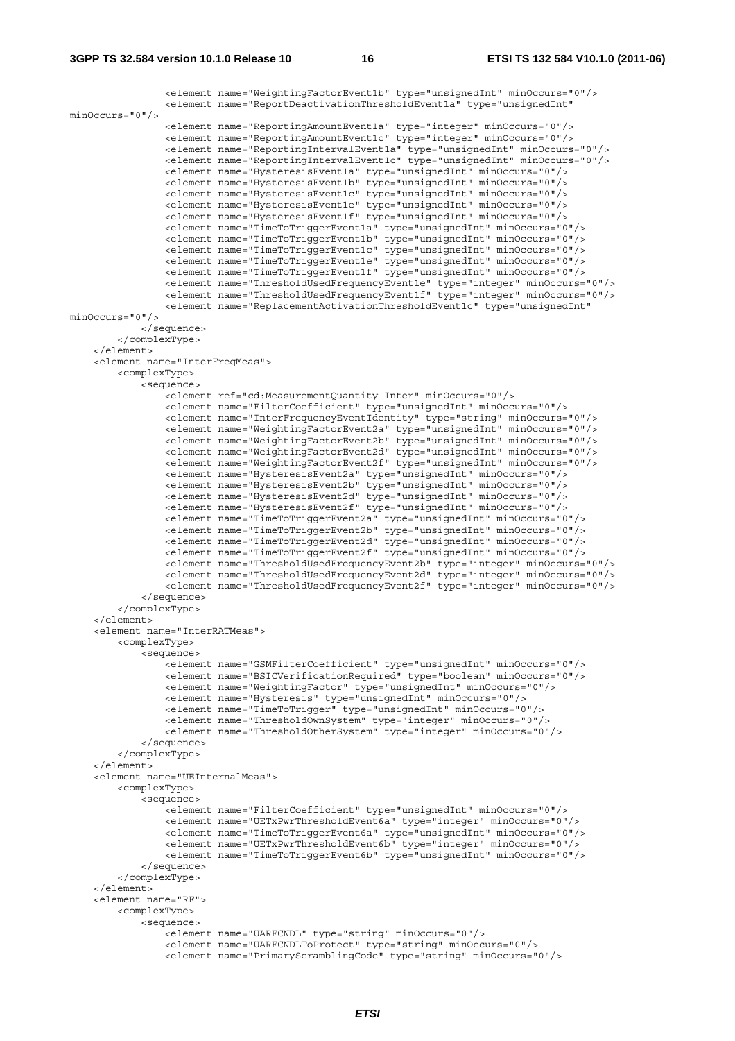```
                <element name="WeightingFactorEvent1b" type="unsignedInt" minOccurs="0"/>
                <element name="ReportDeactivationThresholdEvent1a" type="unsignedInt"
minOccurs="0"/>
                <element name="ReportingAmountEvent1a" type="integer" minOccurs="0"/>
                <element name="ReportingAmountEvent1c" type="integer" minOccurs="0"/>
                <element name="ReportingIntervalEvent1a" type="unsignedInt" minOccurs="0"/>
                <element name="ReportingIntervalEvent1c" type="unsignedInt" minOccurs="0"/>
                <element name="HysteresisEvent1a" type="unsignedInt" minOccurs="0"/>
                <element name="HysteresisEvent1b" type="unsignedInt" minOccurs="0"/>
                <element name="HysteresisEvent1c" type="unsignedInt" minOccurs="0"/>
                <element name="HysteresisEvent1e" type="unsignedInt" minOccurs="0"/>
                <element name="HysteresisEvent1f" type="unsignedInt" minOccurs="0"/>
                <element name="TimeToTriggerEvent1a" type="unsignedInt" minOccurs="0"/>
                <element name="TimeToTriggerEvent1b" type="unsignedInt" minOccurs="0"/>
                <element name="TimeToTriggerEvent1c" type="unsignedInt" minOccurs="0"/>
                <element name="TimeToTriggerEvent1e" type="unsignedInt" minOccurs="0"/>
                <element name="TimeToTriggerEvent1f" type="unsignedInt" minOccurs="0"/>
                <element name="ThresholdUsedFrequencyEvent1e" type="integer" minOccurs="0"/>
                <element name="ThresholdUsedFrequencyEvent1f" type="integer" minOccurs="0"/>
                <element name="ReplacementActivationThresholdEvent1c" type="unsignedInt"
minOccurs="0"/>
            </sequence>
        </complexType>
    </element>
    <element name="InterFreqMeas">
        <complexType>
            <sequence>
                <element ref="cd:MeasurementQuantity-Inter" minOccurs="0"/>
                <element name="FilterCoefficient" type="unsignedInt" minOccurs="0"/>
                <element name="InterFrequencyEventIdentity" type="string" minOccurs="0"/>
                <element name="WeightingFactorEvent2a" type="unsignedInt" minOccurs="0"/>
                <element name="WeightingFactorEvent2b" type="unsignedInt" minOccurs="0"/>
                <element name="WeightingFactorEvent2d" type="unsignedInt" minOccurs="0"/>
                <element name="WeightingFactorEvent2f" type="unsignedInt" minOccurs="0"/>
                <element name="HysteresisEvent2a" type="unsignedInt" minOccurs="0"/>
                <element name="HysteresisEvent2b" type="unsignedInt" minOccurs="0"/>
                <element name="HysteresisEvent2d" type="unsignedInt" minOccurs="0"/>
                <element name="HysteresisEvent2f" type="unsignedInt" minOccurs="0"/>
                <element name="TimeToTriggerEvent2a" type="unsignedInt" minOccurs="0"/>
                <element name="TimeToTriggerEvent2b" type="unsignedInt" minOccurs="0"/>
                <element name="TimeToTriggerEvent2d" type="unsignedInt" minOccurs="0"/>
                <element name="TimeToTriggerEvent2f" type="unsignedInt" minOccurs="0"/>
                <element name="ThresholdUsedFrequencyEvent2b" type="integer" minOccurs="0"/>
                <element name="ThresholdUsedFrequencyEvent2d" type="integer" minOccurs="0"/>
                <element name="ThresholdUsedFrequencyEvent2f" type="integer" minOccurs="0"/>
            </sequence>
        </complexType>
    </element>
    <element name="InterRATMeas">
        <complexType>
            <sequence>
                <element name="GSMFilterCoefficient" type="unsignedInt" minOccurs="0"/>
                <element name="BSICVerificationRequired" type="boolean" minOccurs="0"/>
                <element name="WeightingFactor" type="unsignedInt" minOccurs="0"/>
                <element name="Hysteresis" type="unsignedInt" minOccurs="0"/>
                <element name="TimeToTrigger" type="unsignedInt" minOccurs="0"/>
                <element name="ThresholdOwnSystem" type="integer" minOccurs="0"/>
                <element name="ThresholdOtherSystem" type="integer" minOccurs="0"/>
            </sequence>
        </complexType>
    </element>
    <element name="UEInternalMeas">
        <complexType>
            <sequence>
                <element name="FilterCoefficient" type="unsignedInt" minOccurs="0"/>
                <element name="UETxPwrThresholdEvent6a" type="integer" minOccurs="0"/>
                <element name="TimeToTriggerEvent6a" type="unsignedInt" minOccurs="0"/>
                <element name="UETxPwrThresholdEvent6b" type="integer" minOccurs="0"/>
                <element name="TimeToTriggerEvent6b" type="unsignedInt" minOccurs="0"/>
            </sequence>
        </complexType>
    </element>
    <element name="RF">
        <complexType>
            <sequence>
                <element name="UARFCNDL" type="string" minOccurs="0"/>
                <element name="UARFCNDLToProtect" type="string" minOccurs="0"/>
                <element name="PrimaryScramblingCode" type="string" minOccurs="0"/>
```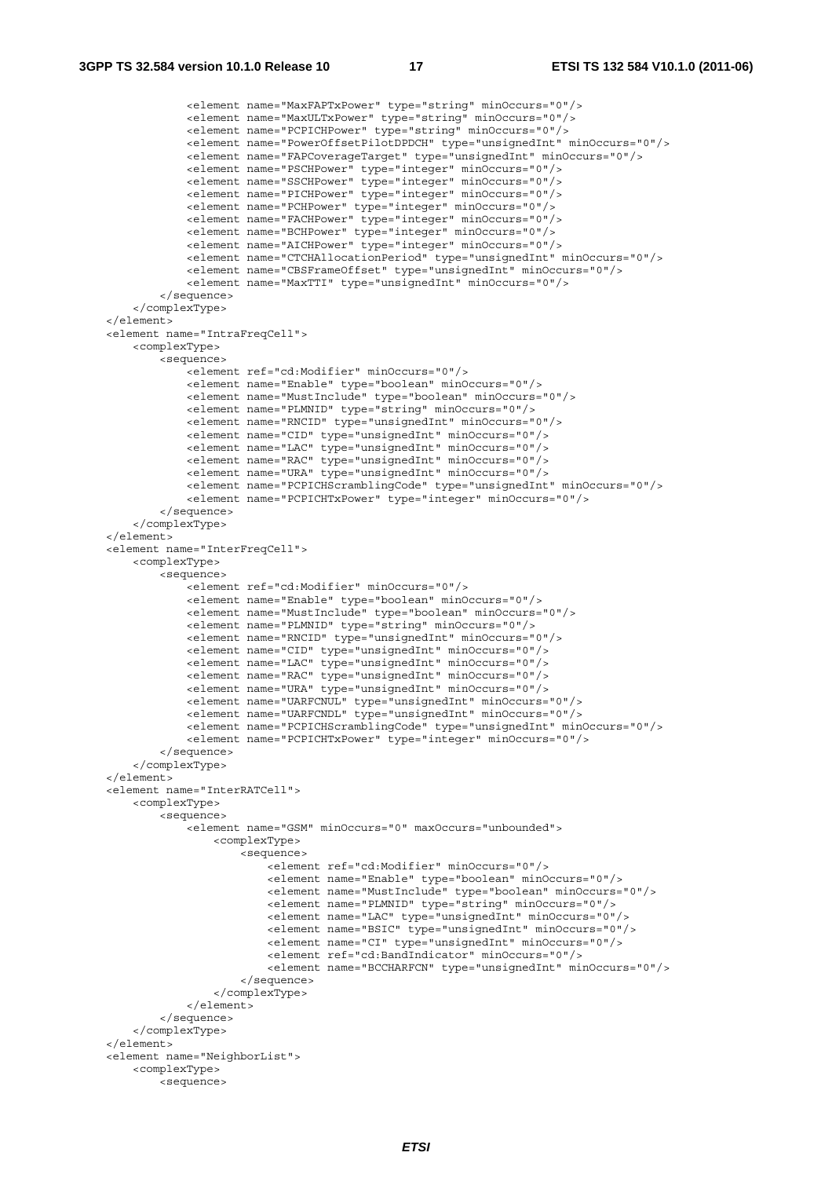```
            <element name="MaxFAPTxPower" type="string" minOccurs="0"/>
            <element name="MaxULTxPower" type="string" minOccurs="0"/>
            <element name="PCPICHPower" type="string" minOccurs="0"/>
            <element name="PowerOffsetPilotDPDCH" type="unsignedInt" minOccurs="0"/>
            <element name="FAPCoverageTarget" type="unsignedInt" minOccurs="0"/>
            <element name="PSCHPower" type="integer" minOccurs="0"/>
            <element name="SSCHPower" type="integer" minOccurs="0"/>
            <element name="PICHPower" type="integer" minOccurs="0"/>
            <element name="PCHPower" type="integer" minOccurs="0"/>
            <element name="FACHPower" type="integer" minOccurs="0"/>
            <element name="BCHPower" type="integer" minOccurs="0"/>
            <element name="AICHPower" type="integer" minOccurs="0"/>
            <element name="CTCHAllocationPeriod" type="unsignedInt" minOccurs="0"/>
            <element name="CBSFrameOffset" type="unsignedInt" minOccurs="0"/>
            <element name="MaxTTI" type="unsignedInt" minOccurs="0"/>
        </sequence>
    </complexType>
</element>
<element name="IntraFreqCell">
    <complexType>
        <sequence>
            <element ref="cd:Modifier" minOccurs="0"/>
            <element name="Enable" type="boolean" minOccurs="0"/>
            <element name="MustInclude" type="boolean" minOccurs="0"/>
            <element name="PLMNID" type="string" minOccurs="0"/>
            <element name="RNCID" type="unsignedInt" minOccurs="0"/>
            <element name="CID" type="unsignedInt" minOccurs="0"/>
            <element name="LAC" type="unsignedInt" minOccurs="0"/>
            <element name="RAC" type="unsignedInt" minOccurs="0"/>
            <element name="URA" type="unsignedInt" minOccurs="0"/>
            <element name="PCPICHScramblingCode" type="unsignedInt" minOccurs="0"/>
            <element name="PCPICHTxPower" type="integer" minOccurs="0"/>
        </sequence>
    </complexType>
</element>
<element name="InterFreqCell">
    <complexType>
        <sequence>
            <element ref="cd:Modifier" minOccurs="0"/>
            <element name="Enable" type="boolean" minOccurs="0"/>
            <element name="MustInclude" type="boolean" minOccurs="0"/>
            <element name="PLMNID" type="string" minOccurs="0"/>
            <element name="RNCID" type="unsignedInt" minOccurs="0"/>
            <element name="CID" type="unsignedInt" minOccurs="0"/>
            <element name="LAC" type="unsignedInt" minOccurs="0"/>
            <element name="RAC" type="unsignedInt" minOccurs="0"/>
            <element name="URA" type="unsignedInt" minOccurs="0"/>
            <element name="UARFCNUL" type="unsignedInt" minOccurs="0"/>
            <element name="UARFCNDL" type="unsignedInt" minOccurs="0"/>
            <element name="PCPICHScramblingCode" type="unsignedInt" minOccurs="0"/>
            <element name="PCPICHTxPower" type="integer" minOccurs="0"/>
        </sequence>
    </complexType>
</element>
<element name="InterRATCell">
    <complexType>
        <sequence>
            <element name="GSM" minOccurs="0" maxOccurs="unbounded">
                <complexType>
                    <sequence>
                        <element ref="cd:Modifier" minOccurs="0"/>
                        <element name="Enable" type="boolean" minOccurs="0"/>
                        <element name="MustInclude" type="boolean" minOccurs="0"/>
                        <element name="PLMNID" type="string" minOccurs="0"/>
                        <element name="LAC" type="unsignedInt" minOccurs="0"/>
                        <element name="BSIC" type="unsignedInt" minOccurs="0"/>
                        <element name="CI" type="unsignedInt" minOccurs="0"/>
                        <element ref="cd:BandIndicator" minOccurs="0"/>
                        <element name="BCCHARFCN" type="unsignedInt" minOccurs="0"/>
                    </sequence>
                </complexType>
            </element>
        </sequence>
    </complexType>
</element>
<element name="NeighborList">
    <complexType>
        <sequence>
```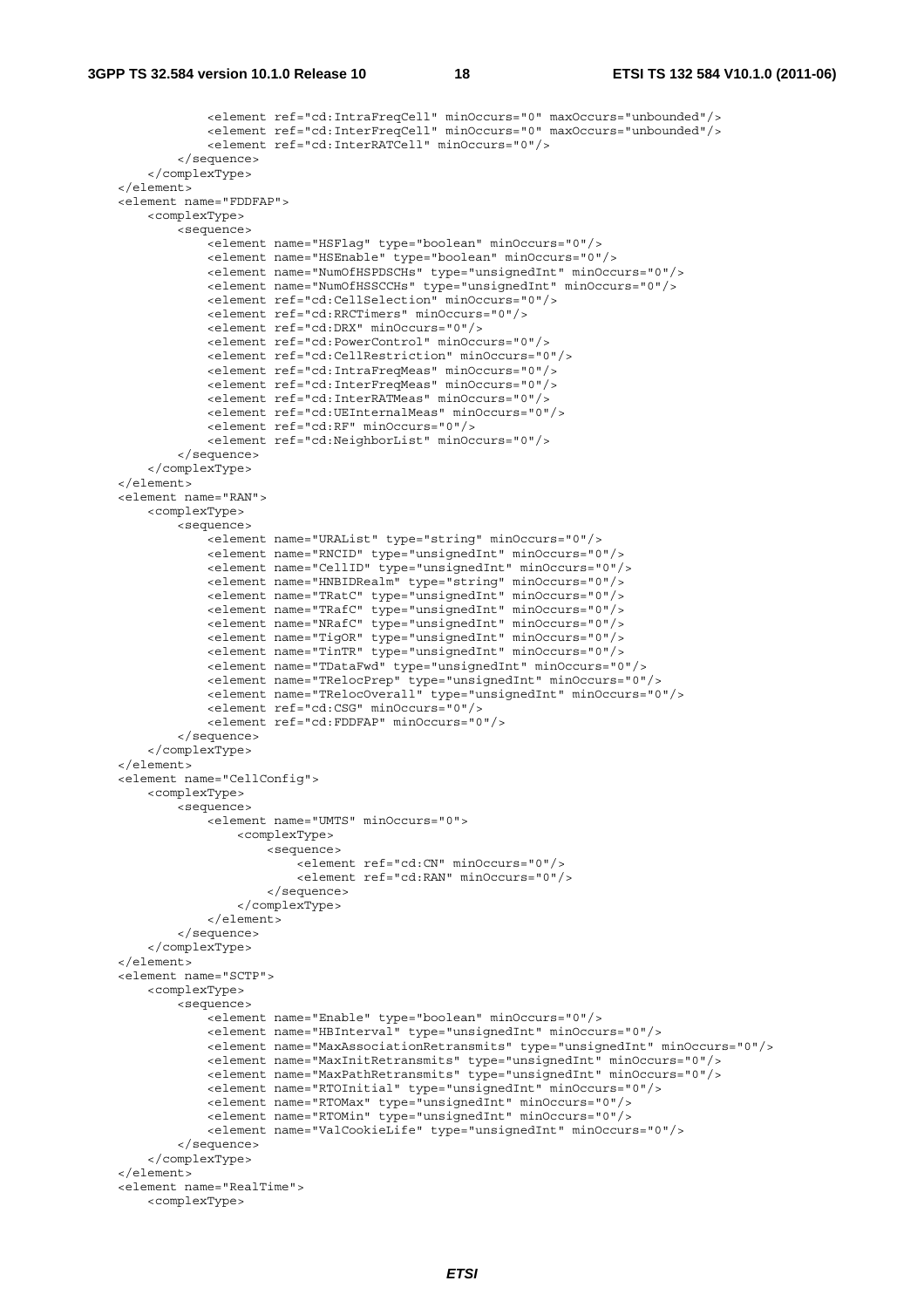```
                <element ref="cd:IntraFreqCell" minOccurs="0" maxOccurs="unbounded"/>
                <element ref="cd:InterFreqCell" minOccurs="0" maxOccurs="unbounded"/>
                <element ref="cd:InterRATCell" minOccurs="0"/>
            </sequence>
        </complexType>
    </element>
    <element name="FDDFAP">
        <complexType>
            <sequence>
                <element name="HSFlag" type="boolean" minOccurs="0"/>
                <element name="HSEnable" type="boolean" minOccurs="0"/>
                <element name="NumOfHSPDSCHs" type="unsignedInt" minOccurs="0"/>
                <element name="NumOfHSSCCHs" type="unsignedInt" minOccurs="0"/>
                <element ref="cd:CellSelection" minOccurs="0"/>
                <element ref="cd:RRCTimers" minOccurs="0"/>
                <element ref="cd:DRX" minOccurs="0"/>
                <element ref="cd:PowerControl" minOccurs="0"/>
                <element ref="cd:CellRestriction" minOccurs="0"/>
                <element ref="cd:IntraFreqMeas" minOccurs="0"/>
                <element ref="cd:InterFreqMeas" minOccurs="0"/>
                <element ref="cd:InterRATMeas" minOccurs="0"/>
                <element ref="cd:UEInternalMeas" minOccurs="0"/>
                <element ref="cd:RF" minOccurs="0"/>
                <element ref="cd:NeighborList" minOccurs="0"/>
            </sequence>
        </complexType>
    </element>
    <element name="RAN">
        <complexType>
            <sequence>
                <element name="URAList" type="string" minOccurs="0"/>
                <element name="RNCID" type="unsignedInt" minOccurs="0"/>
                <element name="CellID" type="unsignedInt" minOccurs="0"/>
                <element name="HNBIDRealm" type="string" minOccurs="0"/>
                <element name="TRatC" type="unsignedInt" minOccurs="0"/>
                <element name="TRafC" type="unsignedInt" minOccurs="0"/>
                <element name="NRafC" type="unsignedInt" minOccurs="0"/>
                <element name="TigOR" type="unsignedInt" minOccurs="0"/>
                <element name="TinTR" type="unsignedInt" minOccurs="0"/>
                <element name="TDataFwd" type="unsignedInt" minOccurs="0"/>
                <element name="TRelocPrep" type="unsignedInt" minOccurs="0"/>
                <element name="TRelocOverall" type="unsignedInt" minOccurs="0"/>
                <element ref="cd:CSG" minOccurs="0"/>
                <element ref="cd:FDDFAP" minOccurs="0"/>
            </sequence>
        </complexType>
    </element>
    <element name="CellConfig">
        <complexType>
            <sequence>
                <element name="UMTS" minOccurs="0">
                    <complexType>
                        <sequence>
                            <element ref="cd:CN" minOccurs="0"/>
                            <element ref="cd:RAN" minOccurs="0"/>
                        </sequence>
                    </complexType>
                </element>
            </sequence>
        </complexType>
    </element>
    <element name="SCTP">
        <complexType>
            <sequence>
                <element name="Enable" type="boolean" minOccurs="0"/>
                <element name="HBInterval" type="unsignedInt" minOccurs="0"/>
                <element name="MaxAssociationRetransmits" type="unsignedInt" minOccurs="0"/>
                <element name="MaxInitRetransmits" type="unsignedInt" minOccurs="0"/>
                <element name="MaxPathRetransmits" type="unsignedInt" minOccurs="0"/>
                <element name="RTOInitial" type="unsignedInt" minOccurs="0"/>
                <element name="RTOMax" type="unsignedInt" minOccurs="0"/>
                <element name="RTOMin" type="unsignedInt" minOccurs="0"/>
                <element name="ValCookieLife" type="unsignedInt" minOccurs="0"/>
            </sequence>
        </complexType>
    </element>
    <element name="RealTime">
        <complexType>
```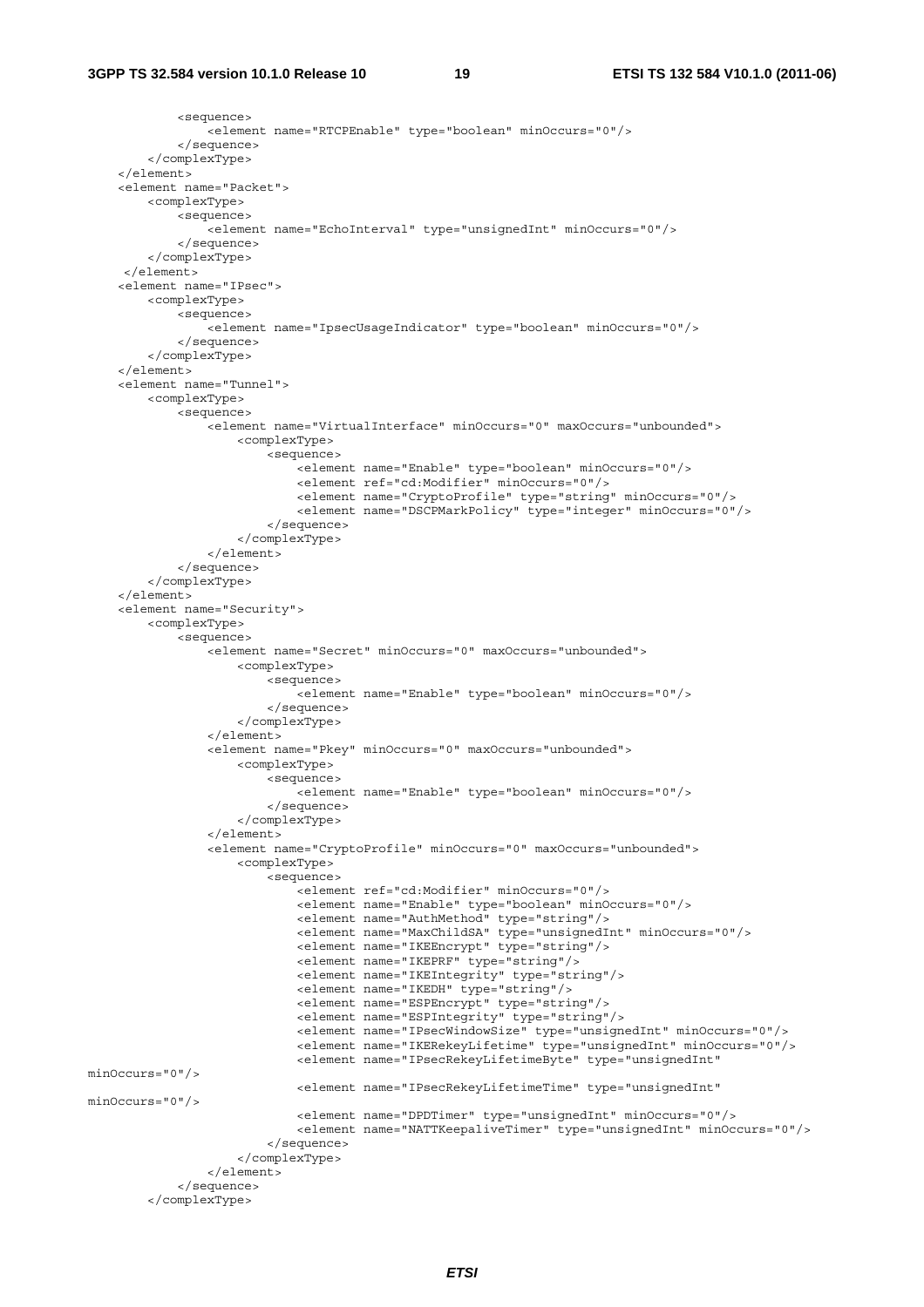```
            <sequence>
                <element name="RTCPEnable" type="boolean" minOccurs="0"/>
            </sequence>
        </complexType>
    </element>
    <element name="Packet">
        <complexType>
            <sequence>
                <element name="EchoInterval" type="unsignedInt" minOccurs="0"/>
            </sequence>
        </complexType>
     </element>
    <element name="IPsec">
        <complexType>
            <sequence>
                <element name="IpsecUsageIndicator" type="boolean" minOccurs="0"/>
            </sequence>
        </complexType>
    </element>
    <element name="Tunnel">
        <complexType>
            <sequence>
                <element name="VirtualInterface" minOccurs="0" maxOccurs="unbounded">
                    <complexType>
                        <sequence>
                            <element name="Enable" type="boolean" minOccurs="0"/>
                            <element ref="cd:Modifier" minOccurs="0"/>
                            <element name="CryptoProfile" type="string" minOccurs="0"/>
                            <element name="DSCPMarkPolicy" type="integer" minOccurs="0"/>
                        </sequence>
                    </complexType>
                </element>
            </sequence>
        </complexType>
    </element>
    <element name="Security">
        <complexType>
            <sequence>
                <element name="Secret" minOccurs="0" maxOccurs="unbounded">
                    <complexType>
                        <sequence>
                            <element name="Enable" type="boolean" minOccurs="0"/>
                        </sequence>
                    </complexType>
                </element>
                <element name="Pkey" minOccurs="0" maxOccurs="unbounded">
                    <complexType>
                        <sequence>
                            <element name="Enable" type="boolean" minOccurs="0"/>
                        </sequence>
                    </complexType>
                </element>
                <element name="CryptoProfile" minOccurs="0" maxOccurs="unbounded">
                    <complexType>
                        <sequence>
                            <element ref="cd:Modifier" minOccurs="0"/>
                            <element name="Enable" type="boolean" minOccurs="0"/>
                            <element name="AuthMethod" type="string"/>
                            <element name="MaxChildSA" type="unsignedInt" minOccurs="0"/>
                            <element name="IKEEncrypt" type="string"/>
                            <element name="IKEPRF" type="string"/>
                            <element name="IKEIntegrity" type="string"/>
                            <element name="IKEDH" type="string"/>
                            <element name="ESPEncrypt" type="string"/>
                            <element name="ESPIntegrity" type="string"/>
                            <element name="IPsecWindowSize" type="unsignedInt" minOccurs="0"/>
                            <element name="IKERekeyLifetime" type="unsignedInt" minOccurs="0"/>
                            <element name="IPsecRekeyLifetimeByte" type="unsignedInt"
minOccurs="0"/>
                            <element name="IPsecRekeyLifetimeTime" type="unsignedInt"
minOccurs="0"/>
                            <element name="DPDTimer" type="unsignedInt" minOccurs="0"/>
                            <element name="NATTKeepaliveTimer" type="unsignedInt" minOccurs="0"/>
                        </sequence>
                    </complexType>
                </element>
            </sequence>
        </complexType>
```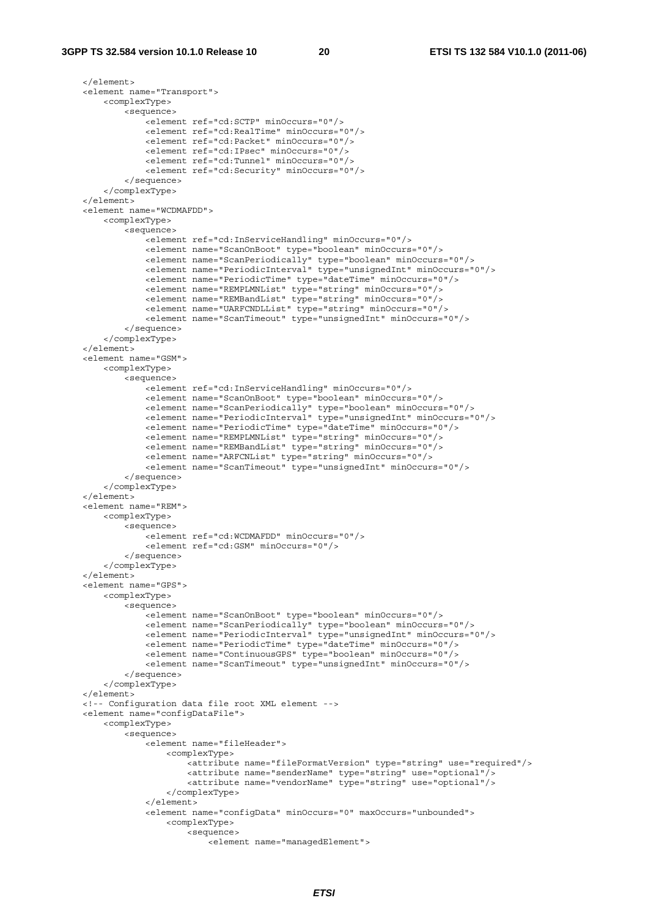```
    </element>
    <element name="Transport">
        <complexType>
            <sequence>
                <element ref="cd:SCTP" minOccurs="0"/>
                <element ref="cd:RealTime" minOccurs="0"/>
                <element ref="cd:Packet" minOccurs="0"/>
                <element ref="cd:IPsec" minOccurs="0"/>
                <element ref="cd:Tunnel" minOccurs="0"/>
                <element ref="cd:Security" minOccurs="0"/>
            </sequence>
        </complexType>
    </element>
    <element name="WCDMAFDD">
        <complexType>
            <sequence>
                <element ref="cd:InServiceHandling" minOccurs="0"/>
                <element name="ScanOnBoot" type="boolean" minOccurs="0"/>
                <element name="ScanPeriodically" type="boolean" minOccurs="0"/>
                <element name="PeriodicInterval" type="unsignedInt" minOccurs="0"/>
                <element name="PeriodicTime" type="dateTime" minOccurs="0"/>
                <element name="REMPLMNList" type="string" minOccurs="0"/>
                <element name="REMBandList" type="string" minOccurs="0"/>
                <element name="UARFCNDLList" type="string" minOccurs="0"/>
                <element name="ScanTimeout" type="unsignedInt" minOccurs="0"/>
            </sequence>
        </complexType>
    </element>
    <element name="GSM">
        <complexType>
            <sequence>
                <element ref="cd:InServiceHandling" minOccurs="0"/>
                <element name="ScanOnBoot" type="boolean" minOccurs="0"/>
                <element name="ScanPeriodically" type="boolean" minOccurs="0"/>
                <element name="PeriodicInterval" type="unsignedInt" minOccurs="0"/>
                <element name="PeriodicTime" type="dateTime" minOccurs="0"/>
                <element name="REMPLMNList" type="string" minOccurs="0"/>
                <element name="REMBandList" type="string" minOccurs="0"/>
                <element name="ARFCNList" type="string" minOccurs="0"/>
                <element name="ScanTimeout" type="unsignedInt" minOccurs="0"/>
            </sequence>
        </complexType>
    </element>
    <element name="REM">
        <complexType>
            <sequence>
                <element ref="cd:WCDMAFDD" minOccurs="0"/>
                <element ref="cd:GSM" minOccurs="0"/>
            </sequence>
        </complexType>
    </element>
    <element name="GPS">
        <complexType>
            <sequence>
                <element name="ScanOnBoot" type="boolean" minOccurs="0"/>
                <element name="ScanPeriodically" type="boolean" minOccurs="0"/>
                <element name="PeriodicInterval" type="unsignedInt" minOccurs="0"/>
                <element name="PeriodicTime" type="dateTime" minOccurs="0"/>
                <element name="ContinuousGPS" type="boolean" minOccurs="0"/>
                <element name="ScanTimeout" type="unsignedInt" minOccurs="0"/>
            </sequence>
        </complexType>
    </element>
    <!-- Configuration data file root XML element -->
    <element name="configDataFile">
        <complexType>
            <sequence>
                <element name="fileHeader">
                    <complexType>
                        <attribute name="fileFormatVersion" type="string" use="required"/>
                        <attribute name="senderName" type="string" use="optional"/>
                        <attribute name="vendorName" type="string" use="optional"/>
                    </complexType>
                </element>
                <element name="configData" minOccurs="0" maxOccurs="unbounded">
                    <complexType>
                        <sequence>
                            <element name="managedElement">
```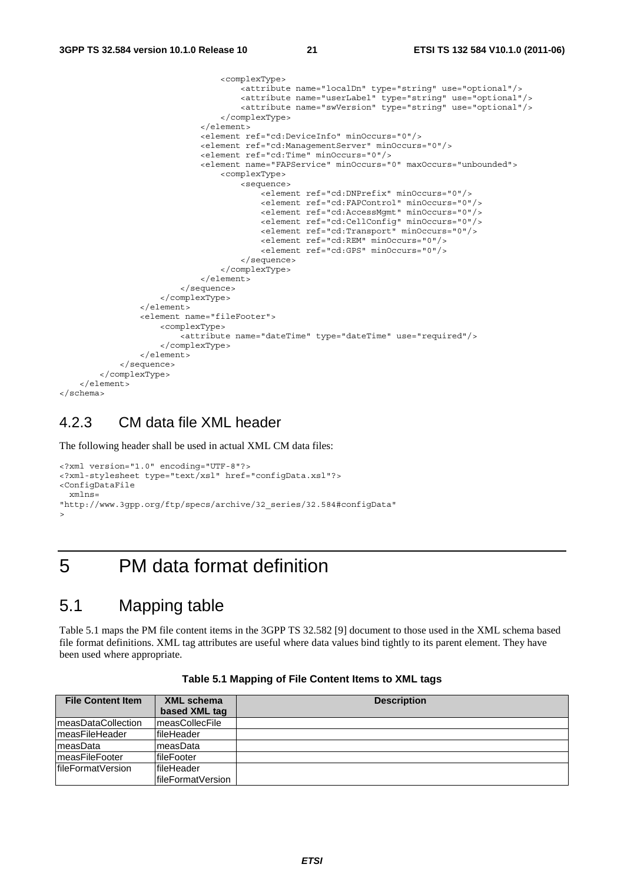```
                                <complexType>
                                    <attribute name="localDn" type="string" use="optional"/>
                                    <attribute name="userLabel" type="string" use="optional"/>
                                    <attribute name="swVersion" type="string" use="optional"/>
                                </complexType>
                            </element>
                            <element ref="cd:DeviceInfo" minOccurs="0"/>
                            <element ref="cd:ManagementServer" minOccurs="0"/>
                            <element ref="cd:Time" minOccurs="0"/>
                            <element name="FAPService" minOccurs="0" maxOccurs="unbounded">
                                <complexType>
                                    <sequence>
                                        <element ref="cd:DNPrefix" minOccurs="0"/>
                                        <element ref="cd:FAPControl" minOccurs="0"/>
                                        <element ref="cd:AccessMgmt" minOccurs="0"/>
                                        <element ref="cd:CellConfig" minOccurs="0"/>
                                        <element ref="cd:Transport" minOccurs="0"/>
                                        <element ref="cd:REM" minOccurs="0"/>
                                        <element ref="cd:GPS" minOccurs="0"/>
                                    </sequence>
                                </complexType>
                            </element>
                        </sequence>
                    </complexType>
                </element>
                <element name="fileFooter">
                    <complexType>
                        <attribute name="dateTime" type="dateTime" use="required"/>
                    </complexType>
                </element>
            </sequence>
        </complexType>
    </element>
</schema>
```

### 4.2.3 CM data file XML header

The following header shall be used in actual XML CM data files:

```
<?xml version="1.0" encoding="UTF-8"?>
<?xml-stylesheet type="text/xsl" href="configData.xsl"?>
<ConfigDataFile
  xmlns=
"http://www.3gpp.org/ftp/specs/archive/32_series/32.584#configData"
>
```

# 5 PM data format definition

## 5.1 Mapping table

Table 5.1 maps the PM file content items in the 3GPP TS 32.582 [9] document to those used in the XML schema based file format definitions. XML tag attributes are useful where data values bind tightly to its parent element. They have been used where appropriate.

**Table 5.1 Mapping of File Content Items to XML tags**

| File Content Item | XML schema based XML tag | Description |
|---|---|---|
| measDataCollection | measCollecFile | |
| measFileHeader | fileHeader | |
| measData | measData | |
| measFileFooter | fileFooter | |
| fileFormatVersion | fileHeader fileFormatVersion | |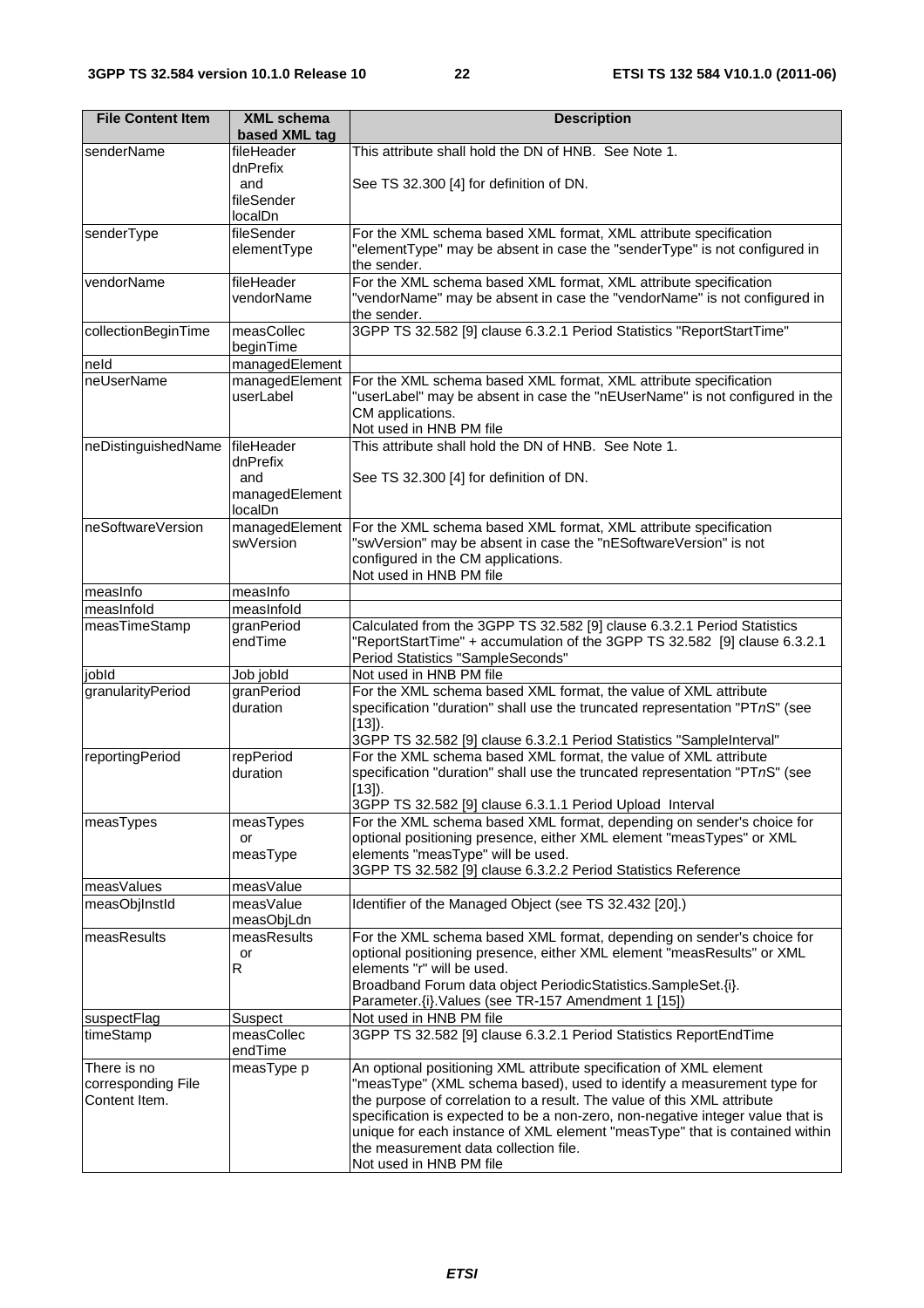| File Content Item | XML schema based XML tag | Description |
| --- | --- | --- |
| senderName | fileHeader dnPrefix and fileSender localDn | This attribute shall hold the DN of HNB. See Note 1.<br><br>See TS 32.300 [4] for definition of DN. |
| senderType | fileSender elementType | For the XML schema based XML format, XML attribute specification "elementType" may be absent in case the "senderType" is not configured in the sender. |
| vendorName | fileHeader vendorName | For the XML schema based XML format, XML attribute specification "vendorName" may be absent in case the "vendorName" is not configured in the sender. |
| collectionBeginTime | measCollec beginTime | 3GPP TS 32.582 [9] clause 6.3.2.1 Period Statistics "ReportStartTime" |
| neId | managedElement | |
| neUserName | managedElement userLabel | For the XML schema based XML format, XML attribute specification "userLabel" may be absent in case the "nEUserName" is not configured in the CM applications.<br>Not used in HNB PM file |
| neDistinguishedName | fileHeader dnPrefix and managedElement localDn | This attribute shall hold the DN of HNB. See Note 1.<br><br>See TS 32.300 [4] for definition of DN. |
| neSoftwareVersion | managedElement swVersion | For the XML schema based XML format, XML attribute specification "swVersion" may be absent in case the "nESoftwareVersion" is not configured in the CM applications.<br>Not used in HNB PM file |
| measInfo | measInfo | |
| measInfoId | measInfoId | |
| measTimeStamp | granPeriod endTime | Calculated from the 3GPP TS 32.582 [9] clause 6.3.2.1 Period Statistics "ReportStartTime" + accumulation of the 3GPP TS 32.582 [9] clause 6.3.2.1 Period Statistics "SampleSeconds" |
| jobId | Job jobId | Not used in HNB PM file |
| granularityPeriod | granPeriod duration | For the XML schema based XML format, the value of XML attribute specification "duration" shall use the truncated representation "PT*n*S" (see [13]).<br>3GPP TS 32.582 [9] clause 6.3.2.1 Period Statistics "SampleInterval" |
| reportingPeriod | repPeriod duration | For the XML schema based XML format, the value of XML attribute specification "duration" shall use the truncated representation "PT*n*S" (see [13]).<br>3GPP TS 32.582 [9] clause 6.3.1.1 Period Upload Interval |
| measTypes | measTypes or measType | For the XML schema based XML format, depending on sender's choice for optional positioning presence, either XML element "measTypes" or XML elements "measType" will be used.<br>3GPP TS 32.582 [9] clause 6.3.2.2 Period Statistics Reference |
| measValues | measValue | |
| measObjInstId | measValue measObjLdn | Identifier of the Managed Object (see TS 32.432 [20].) |
| measResults | measResults or R | For the XML schema based XML format, depending on sender's choice for optional positioning presence, either XML element "measResults" or XML elements "r" will be used.<br>Broadband Forum data object PeriodicStatistics.SampleSet.{i}. Parameter.{i}.Values (see TR-157 Amendment 1 [15]) |
| suspectFlag | Suspect | Not used in HNB PM file |
| timeStamp | measCollec endTime | 3GPP TS 32.582 [9] clause 6.3.2.1 Period Statistics ReportEndTime |
| There is no corresponding File Content Item. | measType p | An optional positioning XML attribute specification of XML element "measType" (XML schema based), used to identify a measurement type for the purpose of correlation to a result. The value of this XML attribute specification is expected to be a non-zero, non-negative integer value that is unique for each instance of XML element "measType" that is contained within the measurement data collection file.<br>Not used in HNB PM file |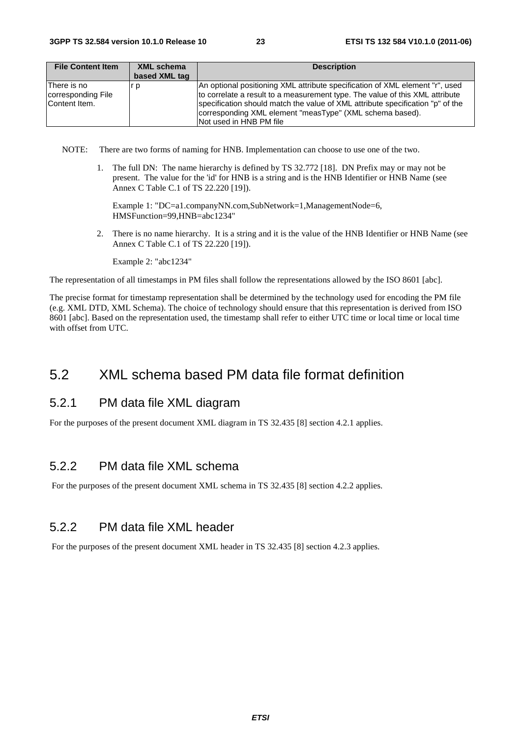| File Content Item | XML schema based XML tag | Description |
|---|---|---|
| There is no corresponding File Content Item. | r p | An optional positioning XML attribute specification of XML element "r", used to correlate a result to a measurement type. The value of this XML attribute specification should match the value of XML attribute specification "p" of the corresponding XML element "measType" (XML schema based).<br>Not used in HNB PM file |

NOTE: There are two forms of naming for HNB. Implementation can choose to use one of the two.

1. The full DN: The name hierarchy is defined by TS 32.772 [18]. DN Prefix may or may not be present. The value for the 'id' for HNB is a string and is the HNB Identifier or HNB Name (see Annex C Table C.1 of TS 22.220 [19]).

   Example 1: "DC=a1.companyNN.com,SubNetwork=1,ManagementNode=6, HMSFunction=99,HNB=abc1234"

2. There is no name hierarchy. It is a string and it is the value of the HNB Identifier or HNB Name (see Annex C Table C.1 of TS 22.220 [19]).

   Example 2: "abc1234"

The representation of all timestamps in PM files shall follow the representations allowed by the ISO 8601 [abc].

The precise format for timestamp representation shall be determined by the technology used for encoding the PM file (e.g. XML DTD, XML Schema). The choice of technology should ensure that this representation is derived from ISO 8601 [abc]. Based on the representation used, the timestamp shall refer to either UTC time or local time or local time with offset from UTC.

## 5.2 XML schema based PM data file format definition

### 5.2.1 PM data file XML diagram

For the purposes of the present document XML diagram in TS 32.435 [8] section 4.2.1 applies.

### 5.2.2 PM data file XML schema

For the purposes of the present document XML schema in TS 32.435 [8] section 4.2.2 applies.

### 5.2.2 PM data file XML header

For the purposes of the present document XML header in TS 32.435 [8] section 4.2.3 applies.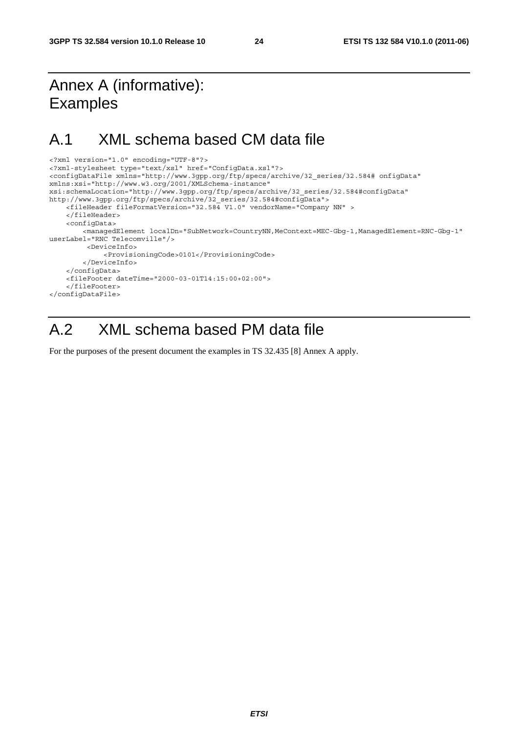# Annex A (informative): Examples

# A.1 XML schema based CM data file

```
<?xml version="1.0" encoding="UTF-8"?>
<?xml-stylesheet type="text/xsl" href="ConfigData.xsl"?>
<configDataFile xmlns="http://www.3gpp.org/ftp/specs/archive/32_series/32.584# onfigData"
xmlns:xsi="http://www.w3.org/2001/XMLSchema-instance"
xsi:schemaLocation="http://www.3gpp.org/ftp/specs/archive/32_series/32.584#configData"
http://www.3gpp.org/ftp/specs/archive/32_series/32.584#configData">
    <fileHeader fileFormatVersion="32.584 V1.0" vendorName="Company NN" >
    </fileHeader>
    <configData>
        <managedElement localDn="SubNetwork=CountryNN,MeContext=MEC-Gbg-1,ManagedElement=RNC-Gbg-1"
userLabel="RNC Telecomville"/>
         <DeviceInfo>
             <ProvisioningCode>0101</ProvisioningCode>
        </DeviceInfo>
    </configData>
    <fileFooter dateTime="2000-03-01T14:15:00+02:00">
    </fileFooter>
</configDataFile>
```

# A.2 XML schema based PM data file

For the purposes of the present document the examples in TS 32.435 [8] Annex A apply.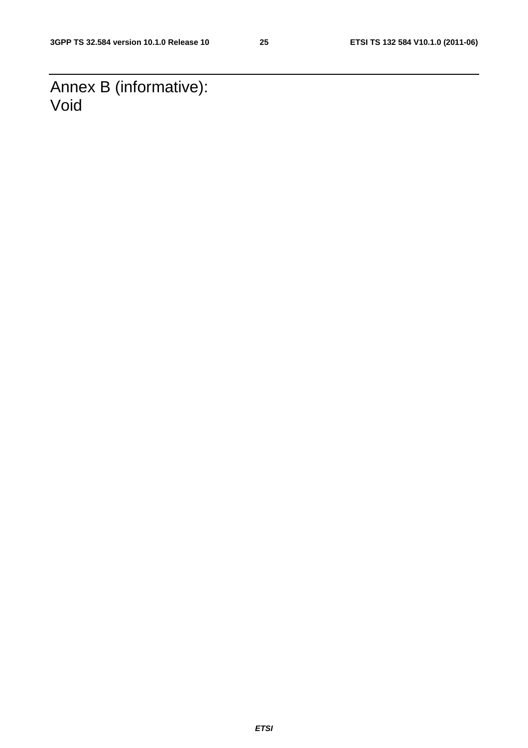# Annex B (informative): Void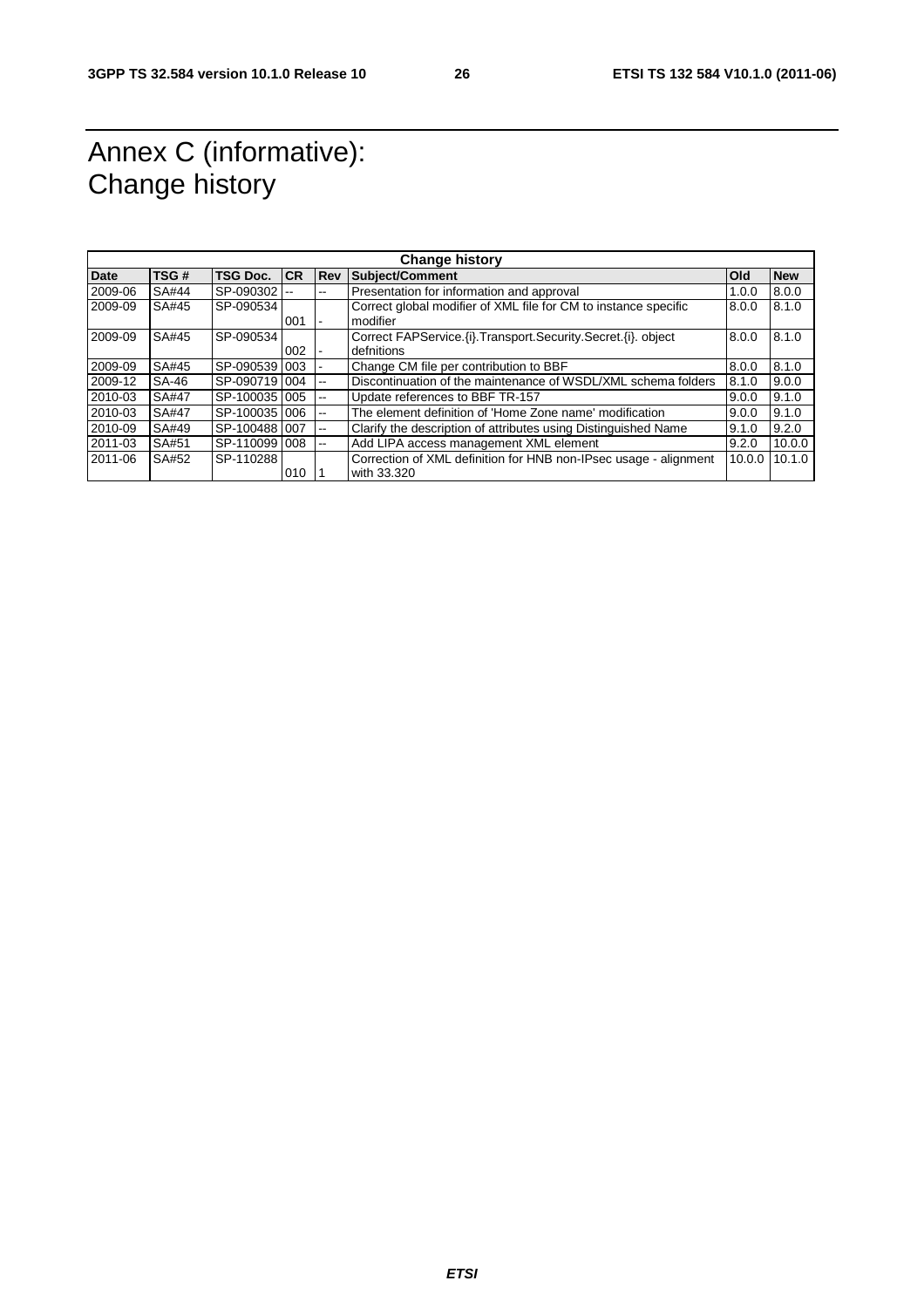# Annex C (informative): Change history

| Change history | | | | | | | |
|---|---|---|---|---|---|---|---|
| **Date** | **TSG #** | **TSG Doc.** | **CR** | **Rev** | **Subject/Comment** | **Old** | **New** |
| 2009-06 | SA#44 | SP-090302 | -- | -- | Presentation for information and approval | 1.0.0 | 8.0.0 |
| 2009-09 | SA#45 | SP-090534 | 001 | - | Correct global modifier of XML file for CM to instance specific modifier | 8.0.0 | 8.1.0 |
| 2009-09 | SA#45 | SP-090534 | 002 | - | Correct FAPService.{i}.Transport.Security.Secret.{i}. object defnitions | 8.0.0 | 8.1.0 |
| 2009-09 | SA#45 | SP-090539 | 003 | - | Change CM file per contribution to BBF | 8.0.0 | 8.1.0 |
| 2009-12 | SA-46 | SP-090719 | 004 | -- | Discontinuation of the maintenance of WSDL/XML schema folders | 8.1.0 | 9.0.0 |
| 2010-03 | SA#47 | SP-100035 | 005 | -- | Update references to BBF TR-157 | 9.0.0 | 9.1.0 |
| 2010-03 | SA#47 | SP-100035 | 006 | -- | The element definition of 'Home Zone name' modification | 9.0.0 | 9.1.0 |
| 2010-09 | SA#49 | SP-100488 | 007 | -- | Clarify the description of attributes using Distinguished Name | 9.1.0 | 9.2.0 |
| 2011-03 | SA#51 | SP-110099 | 008 | -- | Add LIPA access management XML element | 9.2.0 | 10.0.0 |
| 2011-06 | SA#52 | SP-110288 | 010 | 1 | Correction of XML definition for HNB non-IPsec usage - alignment with 33.320 | 10.0.0 | 10.1.0 |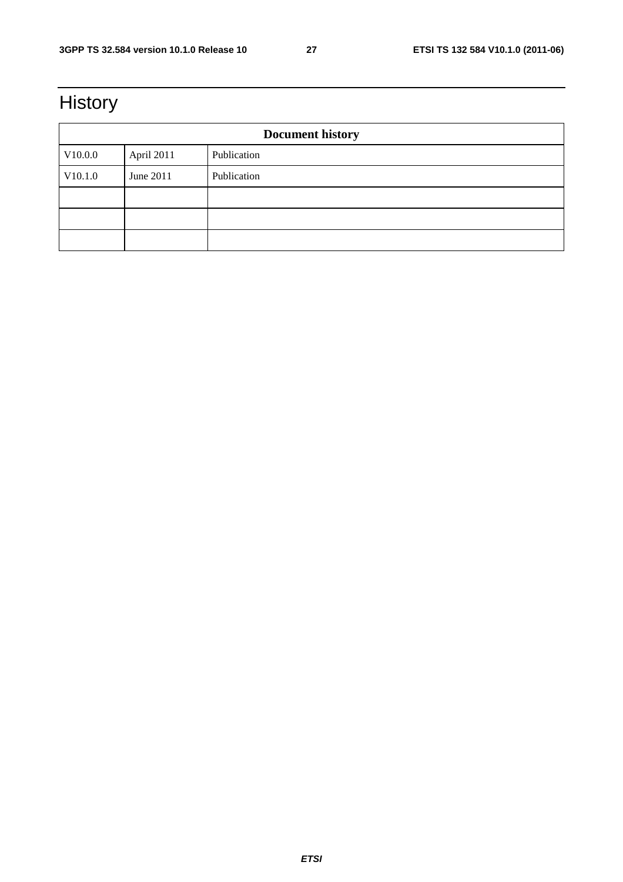# History

| Document history | | |
|---|---|---|
| V10.0.0 | April 2011 | Publication |
| V10.1.0 | June 2011 | Publication |
| | | |
| | | |
| | | |